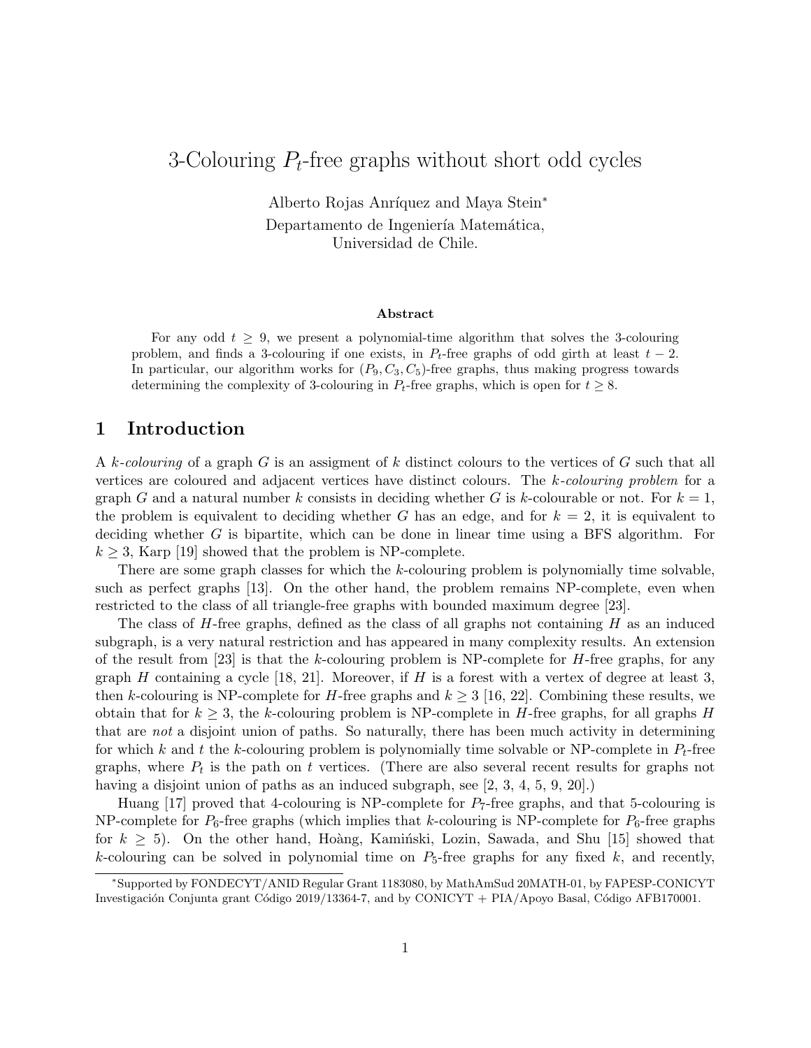# 3-Colouring $P_t$-free graphs without short odd cycles

Alberto Rojas Anríquez and Maya Stein*

Departamento de Ingeniería Matemática,
Universidad de Chile.

### Abstract

For any odd $t \geq 9$, we present a polynomial-time algorithm that solves the 3-colouring problem, and finds a 3-colouring if one exists, in $P_t$-free graphs of odd girth at least $t-2$. In particular, our algorithm works for $(P_9, C_3, C_5)$-free graphs, thus making progress towards determining the complexity of 3-colouring in $P_t$-free graphs, which is open for $t \geq 8$.

## 1 Introduction

A *k-colouring* of a graph $G$ is an assigment of $k$ distinct colours to the vertices of $G$ such that all vertices are coloured and adjacent vertices have distinct colours. The *k-colouring problem* for a graph $G$ and a natural number $k$ consists in deciding whether $G$ is $k$-colourable or not. For $k = 1$, the problem is equivalent to deciding whether $G$ has an edge, and for $k = 2$, it is equivalent to deciding whether $G$ is bipartite, which can be done in linear time using a BFS algorithm. For $k \geq 3$, Karp [19] showed that the problem is NP-complete.

There are some graph classes for which the $k$-colouring problem is polynomially time solvable, such as perfect graphs [13]. On the other hand, the problem remains NP-complete, even when restricted to the class of all triangle-free graphs with bounded maximum degree [23].

The class of $H$-free graphs, defined as the class of all graphs not containing $H$ as an induced subgraph, is a very natural restriction and has appeared in many complexity results. An extension of the result from [23] is that the $k$-colouring problem is NP-complete for $H$-free graphs, for any graph $H$ containing a cycle [18, 21]. Moreover, if $H$ is a forest with a vertex of degree at least 3, then $k$-colouring is NP-complete for $H$-free graphs and $k \geq 3$ [16, 22]. Combining these results, we obtain that for $k \geq 3$, the $k$-colouring problem is NP-complete in $H$-free graphs, for all graphs $H$ that are *not* a disjoint union of paths. So naturally, there has been much activity in determining for which $k$ and $t$ the $k$-colouring problem is polynomially time solvable or NP-complete in $P_t$-free graphs, where $P_t$ is the path on $t$ vertices. (There are also several recent results for graphs not having a disjoint union of paths as an induced subgraph, see [2, 3, 4, 5, 9, 20].)

Huang [17] proved that 4-colouring is NP-complete for $P_7$-free graphs, and that 5-colouring is NP-complete for $P_6$-free graphs (which implies that $k$-colouring is NP-complete for $P_6$-free graphs for $k \geq 5$). On the other hand, Hoàng, Kamiński, Lozin, Sawada, and Shu [15] showed that $k$-colouring can be solved in polynomial time on $P_5$-free graphs for any fixed $k$, and recently,

*Supported by FONDECYT/ANID Regular Grant 1183080, by MathAmSud 20MATH-01, by FAPESP-CONICYT Investigación Conjunta grant Código 2019/13364-7, and by CONICYT + PIA/Apoyo Basal, Código AFB170001.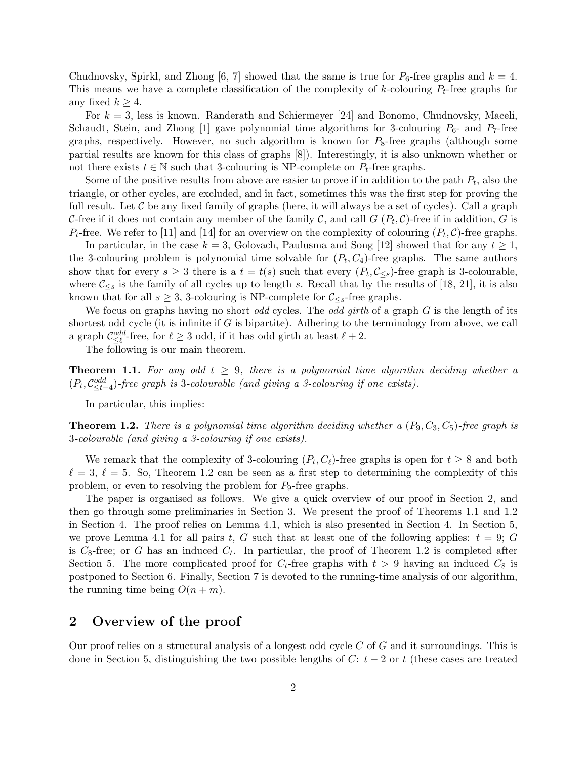Chudnovsky, Spirkl, and Zhong [6, 7] showed that the same is true for $P_6$-free graphs and $k = 4$. This means we have a complete classification of the complexity of $k$-colouring $P_t$-free graphs for any fixed $k \geq 4$.

For $k = 3$, less is known. Randerath and Schiermeyer [24] and Bonomo, Chudnovsky, Maceli, Schaudt, Stein, and Zhong [1] gave polynomial time algorithms for 3-colouring $P_6$- and $P_7$-free graphs, respectively. However, no such algorithm is known for $P_8$-free graphs (although some partial results are known for this class of graphs [8]). Interestingly, it is also unknown whether or not there exists $t \in \mathbb{N}$ such that 3-colouring is NP-complete on $P_t$-free graphs.

Some of the positive results from above are easier to prove if in addition to the path $P_t$, also the triangle, or other cycles, are excluded, and in fact, sometimes this was the first step for proving the full result. Let $\mathcal{C}$ be any fixed family of graphs (here, it will always be a set of cycles). Call a graph $\mathcal{C}$-free if it does not contain any member of the family $\mathcal{C}$, and call $G$ $(P_t, \mathcal{C})$-free if in addition, $G$ is $P_t$-free. We refer to [11] and [14] for an overview on the complexity of colouring $(P_t, \mathcal{C})$-free graphs.

In particular, in the case $k = 3$, Golovach, Paulusma and Song [12] showed that for any $t \geq 1$, the 3-colouring problem is polynomial time solvable for $(P_t, C_4)$-free graphs. The same authors show that for every $s \geq 3$ there is a $t = t(s)$ such that every $(P_t, \mathcal{C}_{\leq s})$-free graph is 3-colourable, where $\mathcal{C}_{\leq s}$ is the family of all cycles up to length $s$. Recall that by the results of [18, 21], it is also known that for all $s \geq 3$, 3-colouring is NP-complete for $\mathcal{C}_{\leq s}$-free graphs.

We focus on graphs having no short *odd* cycles. The *odd girth* of a graph $G$ is the length of its shortest odd cycle (it is infinite if $G$ is bipartite). Adhering to the terminology from above, we call a graph $\mathcal{C}^{odd}_{\leq \ell}$-free, for $\ell \geq 3$ odd, if it has odd girth at least $\ell + 2$.

The following is our main theorem.

**Theorem 1.1.** *For any odd $t \geq 9$, there is a polynomial time algorithm deciding whether a $(P_t, \mathcal{C}^{odd}_{\leq t-4})$-free graph is 3-colourable (and giving a 3-colouring if one exists).*

In particular, this implies:

**Theorem 1.2.** *There is a polynomial time algorithm deciding whether a $(P_9, C_3, C_5)$-free graph is 3-colourable (and giving a 3-colouring if one exists).*

We remark that the complexity of 3-colouring $(P_t, C_\ell)$-free graphs is open for $t \geq 8$ and both $\ell = 3$, $\ell = 5$. So, Theorem 1.2 can be seen as a first step to determining the complexity of this problem, or even to resolving the problem for $P_9$-free graphs.

The paper is organised as follows. We give a quick overview of our proof in Section 2, and then go through some preliminaries in Section 3. We present the proof of Theorems 1.1 and 1.2 in Section 4. The proof relies on Lemma 4.1, which is also presented in Section 4. In Section 5, we prove Lemma 4.1 for all pairs $t$, $G$ such that at least one of the following applies: $t = 9$; $G$ is $C_8$-free; or $G$ has an induced $C_t$. In particular, the proof of Theorem 1.2 is completed after Section 5. The more complicated proof for $C_t$-free graphs with $t > 9$ having an induced $C_8$ is postponed to Section 6. Finally, Section 7 is devoted to the running-time analysis of our algorithm, the running time being $O(n + m)$.

## 2 Overview of the proof

Our proof relies on a structural analysis of a longest odd cycle $C$ of $G$ and it surroundings. This is done in Section 5, distinguishing the two possible lengths of $C$: $t - 2$ or $t$ (these cases are treated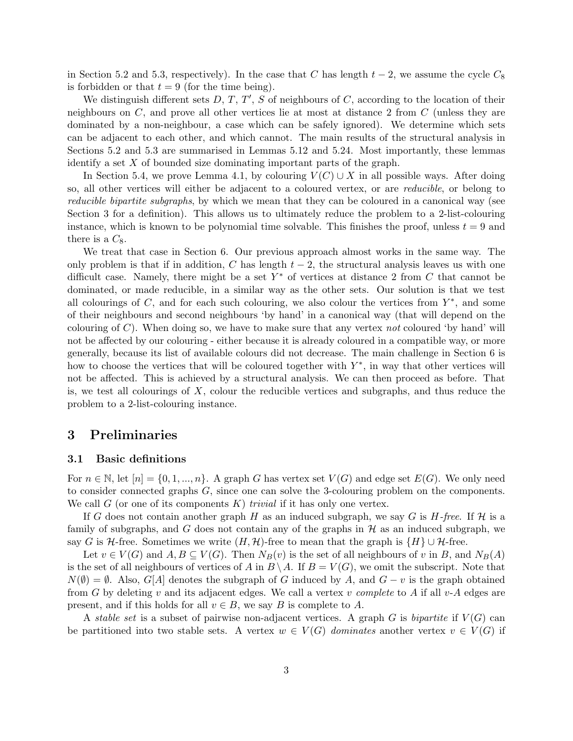in Section 5.2 and 5.3, respectively). In the case that $C$ has length $t-2$, we assume the cycle $C_8$ is forbidden or that $t = 9$ (for the time being).

We distinguish different sets $D$, $T$, $T'$, $S$ of neighbours of $C$, according to the location of their neighbours on $C$, and prove all other vertices lie at most at distance 2 from $C$ (unless they are dominated by a non-neighbour, a case which can be safely ignored). We determine which sets can be adjacent to each other, and which cannot. The main results of the structural analysis in Sections 5.2 and 5.3 are summarised in Lemmas 5.12 and 5.24. Most importantly, these lemmas identify a set $X$ of bounded size dominating important parts of the graph.

In Section 5.4, we prove Lemma 4.1, by colouring $V(C) \cup X$ in all possible ways. After doing so, all other vertices will either be adjacent to a coloured vertex, or are *reducible*, or belong to *reducible bipartite subgraphs*, by which we mean that they can be coloured in a canonical way (see Section 3 for a definition). This allows us to ultimately reduce the problem to a 2-list-colouring instance, which is known to be polynomial time solvable. This finishes the proof, unless $t = 9$ and there is a $C_8$.

We treat that case in Section 6. Our previous approach almost works in the same way. The only problem is that if in addition, $C$ has length $t-2$, the structural analysis leaves us with one difficult case. Namely, there might be a set $Y^*$ of vertices at distance 2 from $C$ that cannot be dominated, or made reducible, in a similar way as the other sets. Our solution is that we test all colourings of $C$, and for each such colouring, we also colour the vertices from $Y^*$, and some of their neighbours and second neighbours 'by hand' in a canonical way (that will depend on the colouring of $C$). When doing so, we have to make sure that any vertex *not* coloured 'by hand' will not be affected by our colouring - either because it is already coloured in a compatible way, or more generally, because its list of available colours did not decrease. The main challenge in Section 6 is how to choose the vertices that will be coloured together with $Y^*$, in way that other vertices will not be affected. This is achieved by a structural analysis. We can then proceed as before. That is, we test all colourings of $X$, colour the reducible vertices and subgraphs, and thus reduce the problem to a 2-list-colouring instance.

## 3 Preliminaries

### 3.1 Basic definitions

For $n \in \mathbb{N}$, let $[n] = \{0, 1, ..., n\}$. A graph $G$ has vertex set $V(G)$ and edge set $E(G)$. We only need to consider connected graphs $G$, since one can solve the 3-colouring problem on the components. We call $G$ (or one of its components $K$) *trivial* if it has only one vertex.

If $G$ does not contain another graph $H$ as an induced subgraph, we say $G$ is *$H$-free*. If $\mathcal{H}$ is a family of subgraphs, and $G$ does not contain any of the graphs in $\mathcal{H}$ as an induced subgraph, we say $G$ is $\mathcal{H}$-free. Sometimes we write $(H, \mathcal{H})$-free to mean that the graph is $\{H\} \cup \mathcal{H}$-free.

Let $v \in V(G)$ and $A, B \subseteq V(G)$. Then $N_B(v)$ is the set of all neighbours of $v$ in $B$, and $N_B(A)$ is the set of all neighbours of vertices of $A$ in $B \setminus A$. If $B = V(G)$, we omit the subscript. Note that $N(\emptyset) = \emptyset$. Also, $G[A]$ denotes the subgraph of $G$ induced by $A$, and $G - v$ is the graph obtained from $G$ by deleting $v$ and its adjacent edges. We call a vertex $v$ *complete* to $A$ if all $v$-$A$ edges are present, and if this holds for all $v \in B$, we say $B$ is complete to $A$.

A *stable set* is a subset of pairwise non-adjacent vertices. A graph $G$ is *bipartite* if $V(G)$ can be partitioned into two stable sets. A vertex $w \in V(G)$ *dominates* another vertex $v \in V(G)$ if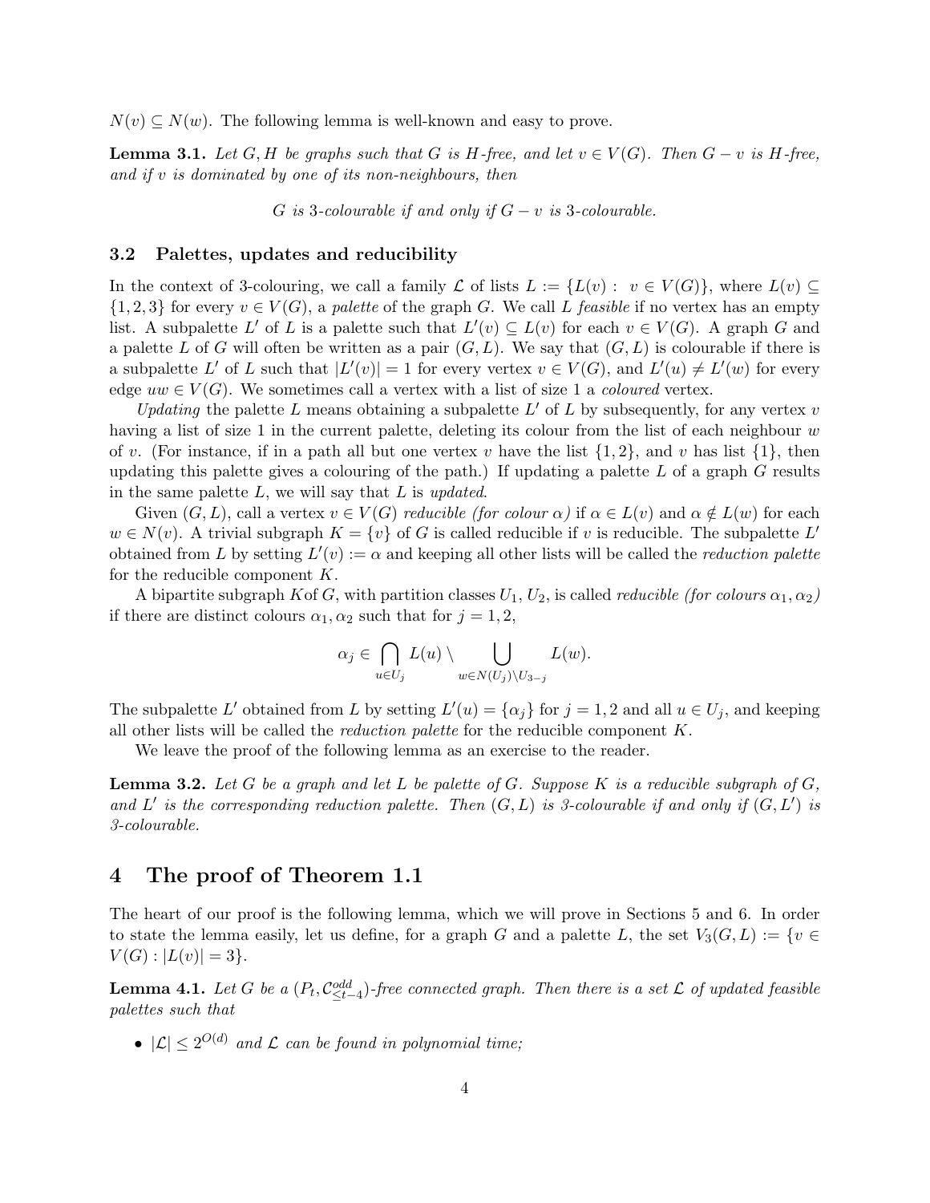$N(v) \subseteq N(w)$. The following lemma is well-known and easy to prove.

**Lemma 3.1.** *Let $G, H$ be graphs such that $G$ is $H$-free, and let $v \in V(G)$. Then $G - v$ is $H$-free, and if $v$ is dominated by one of its non-neighbours, then*

$$G \text{ is 3-colourable if and only if } G - v \text{ is 3-colourable.}$$

### 3.2 Palettes, updates and reducibility

In the context of 3-colouring, we call a family $\mathcal{L}$ of lists $L := \{L(v) : v \in V(G)\}$, where $L(v) \subseteq \{1, 2, 3\}$ for every $v \in V(G)$, a *palette* of the graph $G$. We call $L$ *feasible* if no vertex has an empty list. A subpalette $L'$ of $L$ is a palette such that $L'(v) \subseteq L(v)$ for each $v \in V(G)$. A graph $G$ and a palette $L$ of $G$ will often be written as a pair $(G, L)$. We say that $(G, L)$ is colourable if there is a subpalette $L'$ of $L$ such that $|L'(v)| = 1$ for every vertex $v \in V(G)$, and $L'(u) \neq L'(w)$ for every edge $uw \in V(G)$. We sometimes call a vertex with a list of size 1 a *coloured* vertex.

*Updating* the palette $L$ means obtaining a subpalette $L'$ of $L$ by subsequently, for any vertex $v$ having a list of size 1 in the current palette, deleting its colour from the list of each neighbour $w$ of $v$. (For instance, if in a path all but one vertex $v$ have the list $\{1, 2\}$, and $v$ has list $\{1\}$, then updating this palette gives a colouring of the path.) If updating a palette $L$ of a graph $G$ results in the same palette $L$, we will say that $L$ is *updated*.

Given $(G, L)$, call a vertex $v \in V(G)$ *reducible (for colour $\alpha$)* if $\alpha \in L(v)$ and $\alpha \notin L(w)$ for each $w \in N(v)$. A trivial subgraph $K = \{v\}$ of $G$ is called reducible if $v$ is reducible. The subpalette $L'$ obtained from $L$ by setting $L'(v) := \alpha$ and keeping all other lists will be called the *reduction palette* for the reducible component $K$.

A bipartite subgraph $K$of $G$, with partition classes $U_1, U_2$, is called *reducible (for colours $\alpha_1, \alpha_2$)* if there are distinct colours $\alpha_1, \alpha_2$ such that for $j = 1, 2$,

$$\alpha_j \in \bigcap_{u \in U_j} L(u) \setminus \bigcup_{w \in N(U_j) \setminus U_{3-j}} L(w).$$

The subpalette $L'$ obtained from $L$ by setting $L'(u) = \{\alpha_j\}$ for $j = 1, 2$ and all $u \in U_j$, and keeping all other lists will be called the *reduction palette* for the reducible component $K$.

We leave the proof of the following lemma as an exercise to the reader.

**Lemma 3.2.** *Let $G$ be a graph and let $L$ be palette of $G$. Suppose $K$ is a reducible subgraph of $G$, and $L'$ is the corresponding reduction palette. Then $(G, L)$ is 3-colourable if and only if $(G, L')$ is 3-colourable.*

## 4 The proof of Theorem 1.1

The heart of our proof is the following lemma, which we will prove in Sections 5 and 6. In order to state the lemma easily, let us define, for a graph $G$ and a palette $L$, the set $V_3(G, L) := \{v \in V(G) : |L(v)| = 3\}$.

**Lemma 4.1.** *Let $G$ be a $(P_t, \mathcal{C}^{odd}_{\leq t-4})$-free connected graph. Then there is a set $\mathcal{L}$ of updated feasible palettes such that*

- $|\mathcal{L}| \leq 2^{O(d)}$ *and $\mathcal{L}$ can be found in polynomial time;*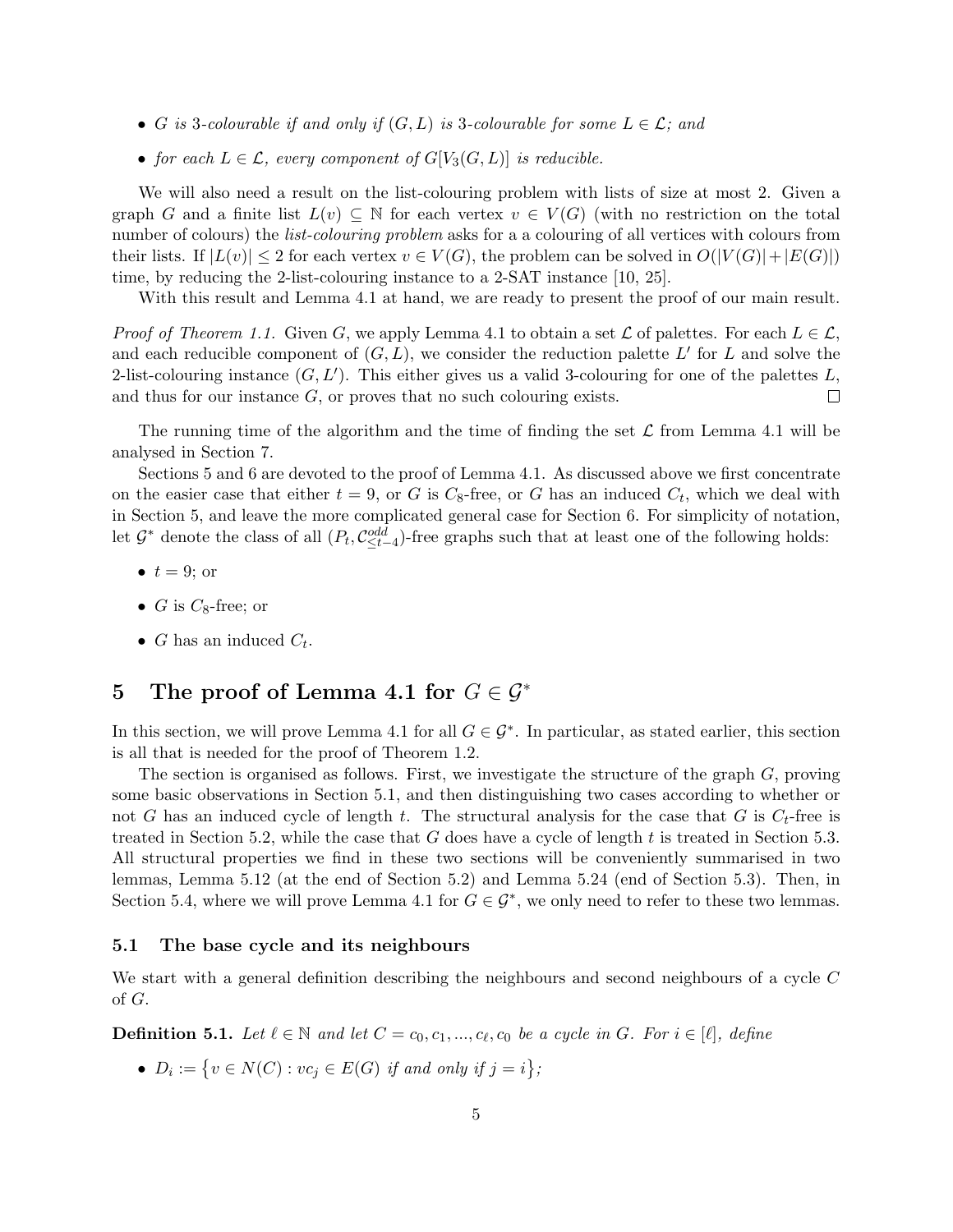- *$G$ is 3-colourable if and only if $(G, L)$ is 3-colourable for some $L \in \mathcal{L}$; and*
- *for each $L \in \mathcal{L}$, every component of $G[V_3(G, L)]$ is reducible.*

We will also need a result on the list-colouring problem with lists of size at most 2. Given a graph $G$ and a finite list $L(v) \subseteq \mathbb{N}$ for each vertex $v \in V(G)$ (with no restriction on the total number of colours) the *list-colouring problem* asks for a a colouring of all vertices with colours from their lists. If $|L(v)| \leq 2$ for each vertex $v \in V(G)$, the problem can be solved in $O(|V(G)| + |E(G)|)$ time, by reducing the 2-list-colouring instance to a 2-SAT instance [10, 25].

With this result and Lemma 4.1 at hand, we are ready to present the proof of our main result.

*Proof of Theorem 1.1.* Given $G$, we apply Lemma 4.1 to obtain a set $\mathcal{L}$ of palettes. For each $L \in \mathcal{L}$, and each reducible component of $(G, L)$, we consider the reduction palette $L'$ for $L$ and solve the 2-list-colouring instance $(G, L')$. This either gives us a valid 3-colouring for one of the palettes $L$, and thus for our instance $G$, or proves that no such colouring exists. $\square$

The running time of the algorithm and the time of finding the set $\mathcal{L}$ from Lemma 4.1 will be analysed in Section 7.

Sections 5 and 6 are devoted to the proof of Lemma 4.1. As discussed above we first concentrate on the easier case that either $t = 9$, or $G$ is $C_8$-free, or $G$ has an induced $C_t$, which we deal with in Section 5, and leave the more complicated general case for Section 6. For simplicity of notation, let $\mathcal{G}^*$ denote the class of all $(P_t, \mathcal{C}^{odd}_{\leq t-4})$-free graphs such that at least one of the following holds:

- $t = 9$; or
- $G$ is $C_8$-free; or
- $G$ has an induced $C_t$.

# 5 The proof of Lemma 4.1 for $G \in \mathcal{G}^*$

In this section, we will prove Lemma 4.1 for all $G \in \mathcal{G}^*$. In particular, as stated earlier, this section is all that is needed for the proof of Theorem 1.2.

The section is organised as follows. First, we investigate the structure of the graph $G$, proving some basic observations in Section 5.1, and then distinguishing two cases according to whether or not $G$ has an induced cycle of length $t$. The structural analysis for the case that $G$ is $C_t$-free is treated in Section 5.2, while the case that $G$ does have a cycle of length $t$ is treated in Section 5.3. All structural properties we find in these two sections will be conveniently summarised in two lemmas, Lemma 5.12 (at the end of Section 5.2) and Lemma 5.24 (end of Section 5.3). Then, in Section 5.4, where we will prove Lemma 4.1 for $G \in \mathcal{G}^*$, we only need to refer to these two lemmas.

## 5.1 The base cycle and its neighbours

We start with a general definition describing the neighbours and second neighbours of a cycle $C$ of $G$.

**Definition 5.1.** *Let $\ell \in \mathbb{N}$ and let $C = c_0, c_1, ..., c_\ell, c_0$ be a cycle in $G$. For $i \in [\ell]$, define*

- $D_i := \{v \in N(C) : vc_j \in E(G) \text{ if and only if } j = i\}$;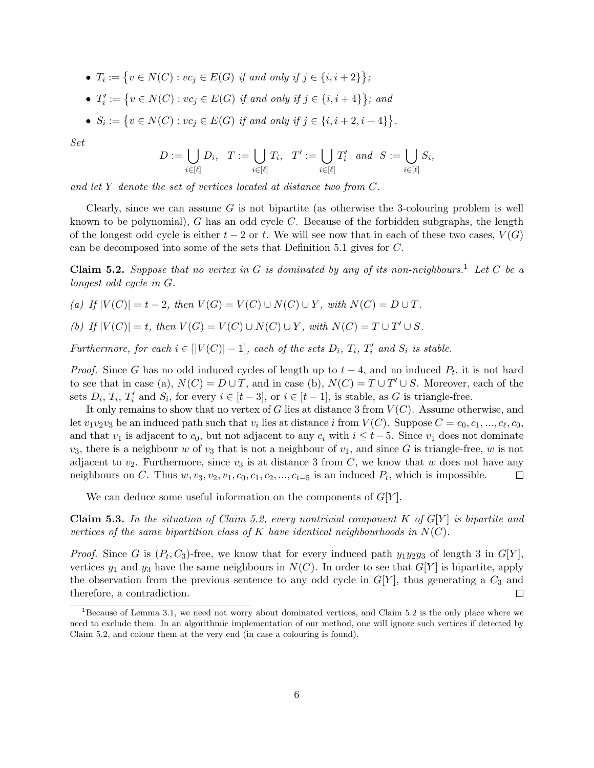- $T_i := \{v \in N(C) : vc_j \in E(G)$ *if and only if* $j \in \{i, i+2\}\}$;
- $T'_i := \{v \in N(C) : vc_j \in E(G)$ *if and only if* $j \in \{i, i+4\}\}$; *and*
- $S_i := \{v \in N(C) : vc_j \in E(G)$ *if and only if* $j \in \{i, i+2, i+4\}\}$.

*Set*

$$D := \bigcup_{i\in[\ell]} D_i, \quad T := \bigcup_{i\in[\ell]} T_i, \quad T' := \bigcup_{i\in[\ell]} T'_i \quad \text{and} \quad S := \bigcup_{i\in[\ell]} S_i,$$

*and let $Y$ denote the set of vertices located at distance two from $C$.*

Clearly, since we can assume $G$ is not bipartite (as otherwise the 3-colouring problem is well known to be polynomial), $G$ has an odd cycle $C$. Because of the forbidden subgraphs, the length of the longest odd cycle is either $t-2$ or $t$. We will see now that in each of these two cases, $V(G)$ can be decomposed into some of the sets that Definition 5.1 gives for $C$.

**Claim 5.2.** *Suppose that no vertex in $G$ is dominated by any of its non-neighbours.*[1] *Let $C$ be a longest odd cycle in $G$.*

*(a) If $|V(C)| = t-2$, then $V(G) = V(C) \cup N(C) \cup Y$, with $N(C) = D \cup T$.*

*(b) If $|V(C)| = t$, then $V(G) = V(C) \cup N(C) \cup Y$, with $N(C) = T \cup T' \cup S$.*

*Furthermore, for each $i \in [|V(C)|-1]$, each of the sets $D_i$, $T_i$, $T'_i$ and $S_i$ is stable.*

*Proof.* Since $G$ has no odd induced cycles of length up to $t-4$, and no induced $P_t$, it is not hard to see that in case (a), $N(C) = D \cup T$, and in case (b), $N(C) = T \cup T' \cup S$. Moreover, each of the sets $D_i$, $T_i$, $T'_i$ and $S_i$, for every $i \in [t-3]$, or $i \in [t-1]$, is stable, as $G$ is triangle-free.

It only remains to show that no vertex of $G$ lies at distance 3 from $V(C)$. Assume otherwise, and let $v_1v_2v_3$ be an induced path such that $v_i$ lies at distance $i$ from $V(C)$. Suppose $C = c_0, c_1, ..., c_\ell, c_0$, and that $v_1$ is adjacent to $c_0$, but not adjacent to any $c_i$ with $i \leq t-5$. Since $v_1$ does not dominate $v_3$, there is a neighbour $w$ of $v_3$ that is not a neighbour of $v_1$, and since $G$ is triangle-free, $w$ is not adjacent to $v_2$. Furthermore, since $v_3$ is at distance 3 from $C$, we know that $w$ does not have any neighbours on $C$. Thus $w, v_3, v_2, v_1, c_0, c_1, c_2, ..., c_{t-5}$ is an induced $P_t$, which is impossible. $\square$

We can deduce some useful information on the components of $G[Y]$.

**Claim 5.3.** *In the situation of Claim 5.2, every nontrivial component $K$ of $G[Y]$ is bipartite and vertices of the same bipartition class of $K$ have identical neighbourhoods in $N(C)$.*

*Proof.* Since $G$ is $(P_t, C_3)$-free, we know that for every induced path $y_1y_2y_3$ of length 3 in $G[Y]$, vertices $y_1$ and $y_3$ have the same neighbours in $N(C)$. In order to see that $G[Y]$ is bipartite, apply the observation from the previous sentence to any odd cycle in $G[Y]$, thus generating a $C_3$ and therefore, a contradiction. $\square$

[1] Because of Lemma 3.1, we need not worry about dominated vertices, and Claim 5.2 is the only place where we need to exclude them. In an algorithmic implementation of our method, one will ignore such vertices if detected by Claim 5.2, and colour them at the very end (in case a colouring is found).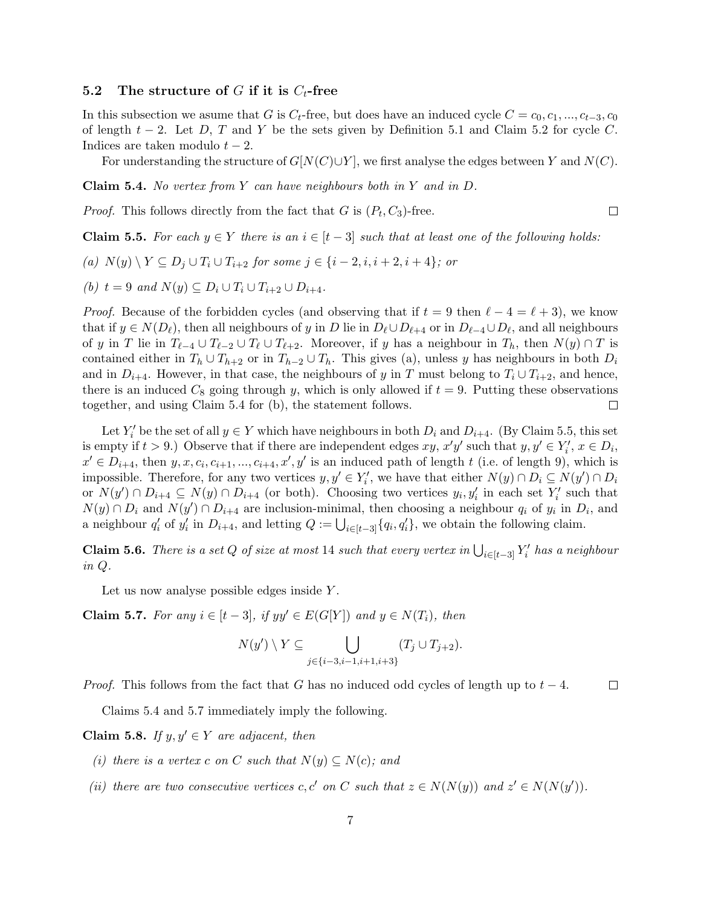### 5.2 The structure of $G$ if it is $C_t$-free

In this subsection we asume that $G$ is $C_t$-free, but does have an induced cycle $C = c_0, c_1, ..., c_{t-3}, c_0$ of length $t-2$. Let $D$, $T$ and $Y$ be the sets given by Definition 5.1 and Claim 5.2 for cycle $C$. Indices are taken modulo $t-2$.

For understanding the structure of $G[N(C) \cup Y]$, we first analyse the edges between $Y$ and $N(C)$.

**Claim 5.4.** *No vertex from $Y$ can have neighbours both in $Y$ and in $D$.*

*Proof.* This follows directly from the fact that $G$ is $(P_t, C_3)$-free. □

**Claim 5.5.** *For each $y \in Y$ there is an $i \in [t-3]$ such that at least one of the following holds:*

*(a) $N(y) \setminus Y \subseteq D_j \cup T_i \cup T_{i+2}$ for some $j \in \{i-2, i, i+2, i+4\}$; or*

*(b) $t = 9$ and $N(y) \subseteq D_i \cup T_i \cup T_{i+2} \cup D_{i+4}$.*

*Proof.* Because of the forbidden cycles (and observing that if $t = 9$ then $\ell - 4 = \ell + 3$), we know that if $y \in N(D_\ell)$, then all neighbours of $y$ in $D$ lie in $D_\ell \cup D_{\ell+4}$ or in $D_{\ell-4} \cup D_\ell$, and all neighbours of $y$ in $T$ lie in $T_{\ell-4} \cup T_{\ell-2} \cup T_\ell \cup T_{\ell+2}$. Moreover, if $y$ has a neighbour in $T_h$, then $N(y) \cap T$ is contained either in $T_h \cup T_{h+2}$ or in $T_{h-2} \cup T_h$. This gives (a), unless $y$ has neighbours in both $D_i$ and in $D_{i+4}$. However, in that case, the neighbours of $y$ in $T$ must belong to $T_i \cup T_{i+2}$, and hence, there is an induced $C_8$ going through $y$, which is only allowed if $t = 9$. Putting these observations together, and using Claim 5.4 for (b), the statement follows. □

Let $Y_i'$ be the set of all $y \in Y$ which have neighbours in both $D_i$ and $D_{i+4}$. (By Claim 5.5, this set is empty if $t > 9$.) Observe that if there are independent edges $xy$, $x'y'$ such that $y, y' \in Y_i'$, $x \in D_i$, $x' \in D_{i+4}$, then $y, x, c_i, c_{i+1}, ..., c_{i+4}, x', y'$ is an induced path of length $t$ (i.e. of length 9), which is impossible. Therefore, for any two vertices $y, y' \in Y_i'$, we have that either $N(y) \cap D_i \subseteq N(y') \cap D_i$ or $N(y') \cap D_{i+4} \subseteq N(y) \cap D_{i+4}$ (or both). Choosing two vertices $y_i, y_i'$ in each set $Y_i'$ such that $N(y) \cap D_i$ and $N(y') \cap D_{i+4}$ are inclusion-minimal, then choosing a neighbour $q_i$ of $y_i$ in $D_i$, and a neighbour $q_i'$ of $y_i'$ in $D_{i+4}$, and letting $Q := \bigcup_{i \in [t-3]} \{q_i, q_i'\}$, we obtain the following claim.

**Claim 5.6.** *There is a set $Q$ of size at most 14 such that every vertex in $\bigcup_{i \in [t-3]} Y_i'$ has a neighbour in $Q$.*

Let us now analyse possible edges inside $Y$.

**Claim 5.7.** *For any $i \in [t-3]$, if $yy' \in E(G[Y])$ and $y \in N(T_i)$, then*

$$N(y') \setminus Y \subseteq \bigcup_{j \in \{i-3, i-1, i+1, i+3\}} (T_j \cup T_{j+2}).$$

*Proof.* This follows from the fact that $G$ has no induced odd cycles of length up to $t-4$. □

Claims 5.4 and 5.7 immediately imply the following.

**Claim 5.8.** *If $y, y' \in Y$ are adjacent, then*

*(i) there is a vertex $c$ on $C$ such that $N(y) \subseteq N(c)$; and*

*(ii) there are two consecutive vertices $c, c'$ on $C$ such that $z \in N(N(y))$ and $z' \in N(N(y'))$.*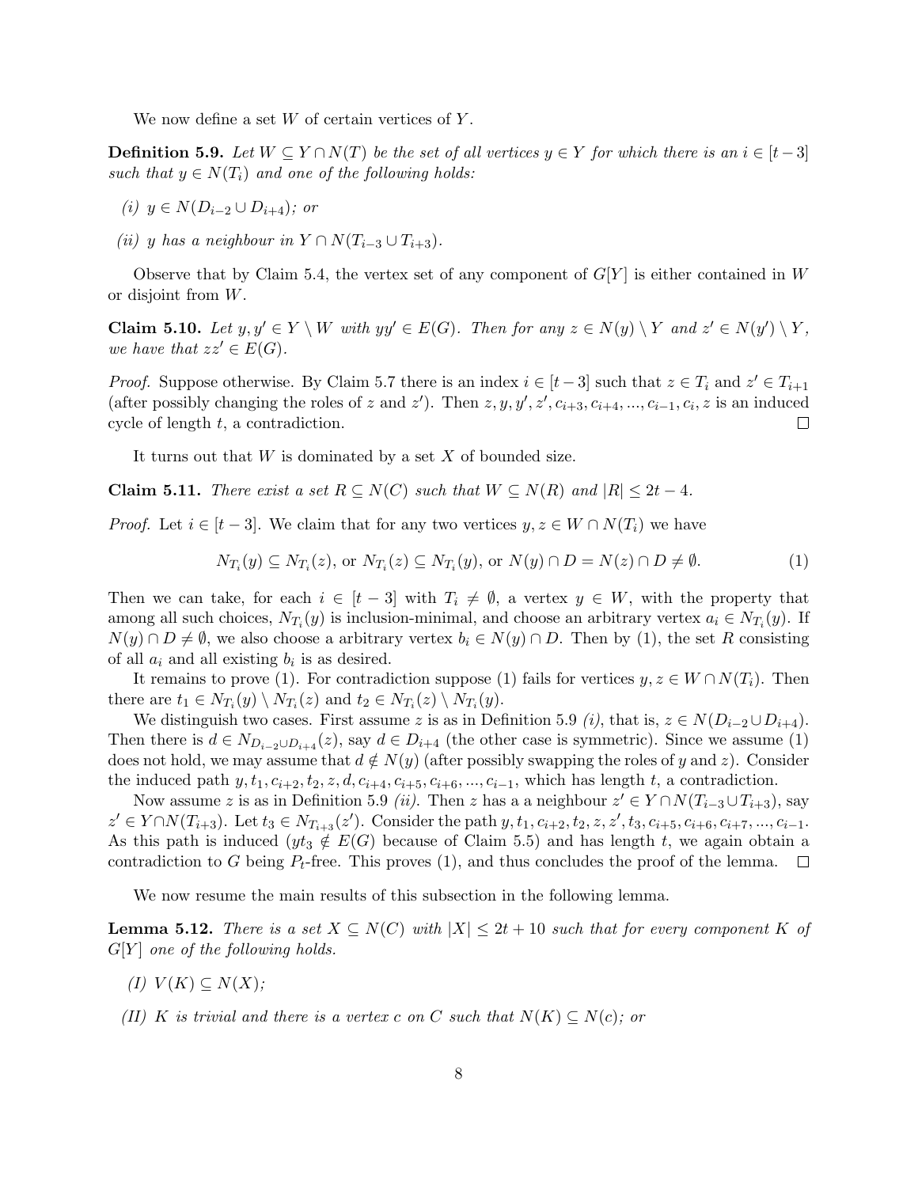We now define a set $W$ of certain vertices of $Y$.

**Definition 5.9.** *Let $W \subseteq Y \cap N(T)$ be the set of all vertices $y \in Y$ for which there is an $i \in [t-3]$ such that $y \in N(T_i)$ and one of the following holds:*

*(i) $y \in N(D_{i-2} \cup D_{i+4})$; or*

*(ii) $y$ has a neighbour in $Y \cap N(T_{i-3} \cup T_{i+3})$.*

Observe that by Claim 5.4, the vertex set of any component of $G[Y]$ is either contained in $W$ or disjoint from $W$.

**Claim 5.10.** *Let $y, y' \in Y \setminus W$ with $yy' \in E(G)$. Then for any $z \in N(y) \setminus Y$ and $z' \in N(y') \setminus Y$, we have that $zz' \in E(G)$.*

*Proof.* Suppose otherwise. By Claim 5.7 there is an index $i \in [t-3]$ such that $z \in T_i$ and $z' \in T_{i+1}$ (after possibly changing the roles of $z$ and $z'$). Then $z, y, y', z', c_{i+3}, c_{i+4}, ..., c_{i-1}, c_i, z$ is an induced cycle of length $t$, a contradiction. □

It turns out that $W$ is dominated by a set $X$ of bounded size.

**Claim 5.11.** *There exist a set $R \subseteq N(C)$ such that $W \subseteq N(R)$ and $|R| \leq 2t-4$.*

*Proof.* Let $i \in [t-3]$. We claim that for any two vertices $y, z \in W \cap N(T_i)$ we have

$$N_{T_i}(y) \subseteq N_{T_i}(z), \text{ or } N_{T_i}(z) \subseteq N_{T_i}(y), \text{ or } N(y) \cap D = N(z) \cap D \neq \emptyset. \tag{1}$$

Then we can take, for each $i \in [t-3]$ with $T_i \neq \emptyset$, a vertex $y \in W$, with the property that among all such choices, $N_{T_i}(y)$ is inclusion-minimal, and choose an arbitrary vertex $a_i \in N_{T_i}(y)$. If $N(y) \cap D \neq \emptyset$, we also choose a arbitrary vertex $b_i \in N(y) \cap D$. Then by (1), the set $R$ consisting of all $a_i$ and all existing $b_i$ is as desired.

It remains to prove (1). For contradiction suppose (1) fails for vertices $y, z \in W \cap N(T_i)$. Then there are $t_1 \in N_{T_i}(y) \setminus N_{T_i}(z)$ and $t_2 \in N_{T_i}(z) \setminus N_{T_i}(y)$.

We distinguish two cases. First assume $z$ is as in Definition 5.9 *(i)*, that is, $z \in N(D_{i-2} \cup D_{i+4})$. Then there is $d \in N_{D_{i-2} \cup D_{i+4}}(z)$, say $d \in D_{i+4}$ (the other case is symmetric). Since we assume (1) does not hold, we may assume that $d \notin N(y)$ (after possibly swapping the roles of $y$ and $z$). Consider the induced path $y, t_1, c_{i+2}, t_2, z, d, c_{i+4}, c_{i+5}, c_{i+6}, ..., c_{i-1}$, which has length $t$, a contradiction.

Now assume $z$ is as in Definition 5.9 *(ii)*. Then $z$ has a a neighbour $z' \in Y \cap N(T_{i-3} \cup T_{i+3})$, say $z' \in Y \cap N(T_{i+3})$. Let $t_3 \in N_{T_{i+3}}(z')$. Consider the path $y, t_1, c_{i+2}, t_2, z, z', t_3, c_{i+5}, c_{i+6}, c_{i+7}, ..., c_{i-1}$. As this path is induced ($yt_3 \notin E(G)$ because of Claim 5.5) and has length $t$, we again obtain a contradiction to $G$ being $P_t$-free. This proves (1), and thus concludes the proof of the lemma. □

We now resume the main results of this subsection in the following lemma.

**Lemma 5.12.** *There is a set $X \subseteq N(C)$ with $|X| \leq 2t+10$ such that for every component $K$ of $G[Y]$ one of the following holds.*

*(I) $V(K) \subseteq N(X)$;*

*(II) $K$ is trivial and there is a vertex $c$ on $C$ such that $N(K) \subseteq N(c)$; or*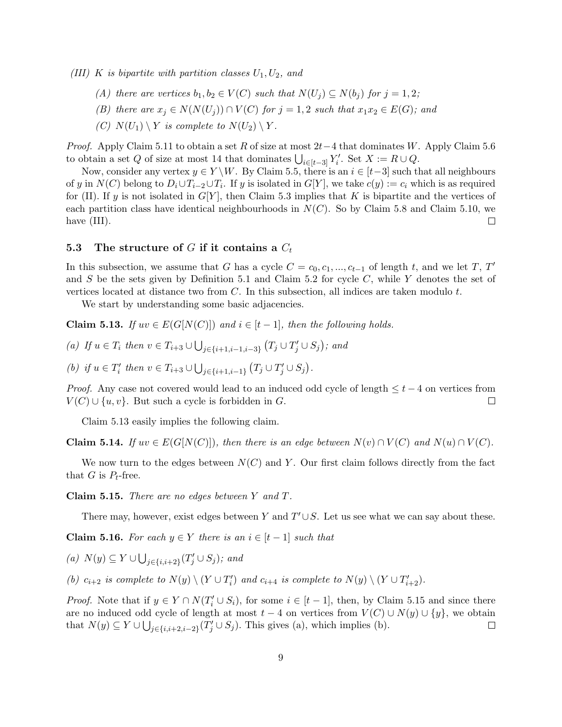*(III) $K$ is bipartite with partition classes $U_1, U_2$, and*

*(A) there are vertices $b_1, b_2 \in V(C)$ such that $N(U_j) \subseteq N(b_j)$ for $j = 1, 2$;*

*(B) there are $x_j \in N(N(U_j)) \cap V(C)$ for $j = 1, 2$ such that $x_1x_2 \in E(G)$; and*

*(C) $N(U_1) \setminus Y$ is complete to $N(U_2) \setminus Y$.*

*Proof.* Apply Claim 5.11 to obtain a set $R$ of size at most $2t-4$ that dominates $W$. Apply Claim 5.6 to obtain a set $Q$ of size at most 14 that dominates $\bigcup_{i \in [t-3]} Y'_i$. Set $X := R \cup Q$.

Now, consider any vertex $y \in Y \setminus W$. By Claim 5.5, there is an $i \in [t-3]$ such that all neighbours of $y$ in $N(C)$ belong to $D_i \cup T_{i-2} \cup T_i$. If $y$ is isolated in $G[Y]$, we take $c(y) := c_i$ which is as required for (II). If $y$ is not isolated in $G[Y]$, then Claim 5.3 implies that $K$ is bipartite and the vertices of each partition class have identical neighbourhoods in $N(C)$. So by Claim 5.8 and Claim 5.10, we have (III). □

### 5.3 The structure of $G$ if it contains a $C_t$

In this subsection, we assume that $G$ has a cycle $C = c_0, c_1, ..., c_{t-1}$ of length $t$, and we let $T$, $T'$ and $S$ be the sets given by Definition 5.1 and Claim 5.2 for cycle $C$, while $Y$ denotes the set of vertices located at distance two from $C$. In this subsection, all indices are taken modulo $t$.

We start by understanding some basic adjacencies.

**Claim 5.13.** *If $uv \in E(G[N(C)])$ and $i \in [t-1]$, then the following holds.*

*(a) If $u \in T_i$ then $v \in T_{i+3} \cup \bigcup_{j \in \{i+1, i-1, i-3\}} \left(T_j \cup T'_j \cup S_j\right)$; and*

*(b) if $u \in T'_i$ then $v \in T_{i+3} \cup \bigcup_{j \in \{i+1, i-1\}} \left(T_j \cup T'_j \cup S_j\right)$.*

*Proof.* Any case not covered would lead to an induced odd cycle of length $\leq t-4$ on vertices from $V(C) \cup \{u, v\}$. But such a cycle is forbidden in $G$. □

Claim 5.13 easily implies the following claim.

**Claim 5.14.** *If $uv \in E(G[N(C)])$, then there is an edge between $N(v) \cap V(C)$ and $N(u) \cap V(C)$.*

We now turn to the edges between $N(C)$ and $Y$. Our first claim follows directly from the fact that $G$ is $P_t$-free.

**Claim 5.15.** *There are no edges between $Y$ and $T$.*

There may, however, exist edges between $Y$ and $T' \cup S$. Let us see what we can say about these.

**Claim 5.16.** *For each $y \in Y$ there is an $i \in [t-1]$ such that*

*(a) $N(y) \subseteq Y \cup \bigcup_{j \in \{i, i+2\}} (T'_j \cup S_j)$; and*

*(b) $c_{i+2}$ is complete to $N(y) \setminus (Y \cup T'_i)$ and $c_{i+4}$ is complete to $N(y) \setminus (Y \cup T'_{i+2})$.*

*Proof.* Note that if $y \in Y \cap N(T'_i \cup S_i)$, for some $i \in [t-1]$, then, by Claim 5.15 and since there are no induced odd cycle of length at most $t-4$ on vertices from $V(C) \cup N(y) \cup \{y\}$, we obtain that $N(y) \subseteq Y \cup \bigcup_{j \in \{i, i+2, i-2\}} (T'_j \cup S_j)$. This gives (a), which implies (b). □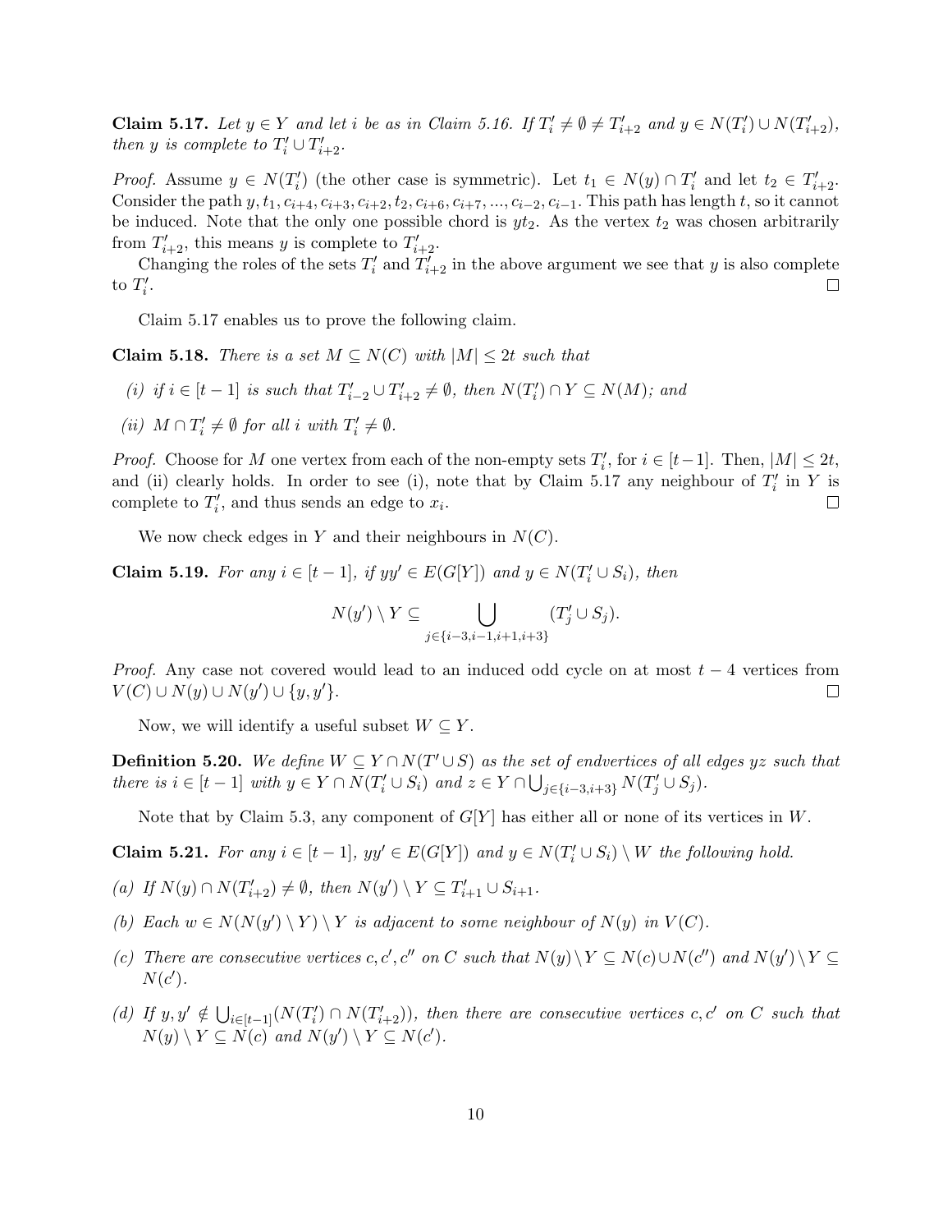**Claim 5.17.** *Let $y \in Y$ and let $i$ be as in Claim 5.16. If $T'_i \neq \emptyset \neq T'_{i+2}$ and $y \in N(T'_i) \cup N(T'_{i+2})$, then $y$ is complete to $T'_i \cup T'_{i+2}$.*

*Proof.* Assume $y \in N(T'_i)$ (the other case is symmetric). Let $t_1 \in N(y) \cap T'_i$ and let $t_2 \in T'_{i+2}$. Consider the path $y, t_1, c_{i+4}, c_{i+3}, c_{i+2}, t_2, c_{i+6}, c_{i+7}, ..., c_{i-2}, c_{i-1}$. This path has length $t$, so it cannot be induced. Note that the only one possible chord is $yt_2$. As the vertex $t_2$ was chosen arbitrarily from $T'_{i+2}$, this means $y$ is complete to $T'_{i+2}$.

Changing the roles of the sets $T'_i$ and $T'_{i+2}$ in the above argument we see that $y$ is also complete to $T'_i$. □

Claim 5.17 enables us to prove the following claim.

**Claim 5.18.** *There is a set $M \subseteq N(C)$ with $|M| \leq 2t$ such that*

*(i) if $i \in [t-1]$ is such that $T'_{i-2} \cup T'_{i+2} \neq \emptyset$, then $N(T'_i) \cap Y \subseteq N(M)$; and*

*(ii) $M \cap T'_i \neq \emptyset$ for all $i$ with $T'_i \neq \emptyset$.*

*Proof.* Choose for $M$ one vertex from each of the non-empty sets $T'_i$, for $i \in [t-1]$. Then, $|M| \leq 2t$, and (ii) clearly holds. In order to see (i), note that by Claim 5.17 any neighbour of $T'_i$ in $Y$ is complete to $T'_i$, and thus sends an edge to $x_i$. □

We now check edges in $Y$ and their neighbours in $N(C)$.

**Claim 5.19.** *For any $i \in [t-1]$, if $yy' \in E(G[Y])$ and $y \in N(T'_i \cup S_i)$, then*

$$N(y') \setminus Y \subseteq \bigcup_{j \in \{i-3, i-1, i+1, i+3\}} (T'_j \cup S_j).$$

*Proof.* Any case not covered would lead to an induced odd cycle on at most $t-4$ vertices from $V(C) \cup N(y) \cup N(y') \cup \{y, y'\}$. □

Now, we will identify a useful subset $W \subseteq Y$.

**Definition 5.20.** *We define $W \subseteq Y \cap N(T' \cup S)$ as the set of endvertices of all edges $yz$ such that there is $i \in [t-1]$ with $y \in Y \cap N(T'_i \cup S_i)$ and $z \in Y \cap \bigcup_{j \in \{i-3, i+3\}} N(T'_j \cup S_j)$.*

Note that by Claim 5.3, any component of $G[Y]$ has either all or none of its vertices in $W$.

**Claim 5.21.** *For any $i \in [t-1]$, $yy' \in E(G[Y])$ and $y \in N(T'_i \cup S_i) \setminus W$ the following hold.*

*(a) If $N(y) \cap N(T'_{i+2}) \neq \emptyset$, then $N(y') \setminus Y \subseteq T'_{i+1} \cup S_{i+1}$.*

*(b) Each $w \in N(N(y') \setminus Y) \setminus Y$ is adjacent to some neighbour of $N(y)$ in $V(C)$.*

*(c) There are consecutive vertices $c, c', c''$ on $C$ such that $N(y) \setminus Y \subseteq N(c) \cup N(c'')$ and $N(y') \setminus Y \subseteq N(c')$.*

*(d) If $y, y' \notin \bigcup_{i \in [t-1]} (N(T'_i) \cap N(T'_{i+2}))$, then there are consecutive vertices $c, c'$ on $C$ such that $N(y) \setminus Y \subseteq N(c)$ and $N(y') \setminus Y \subseteq N(c')$.*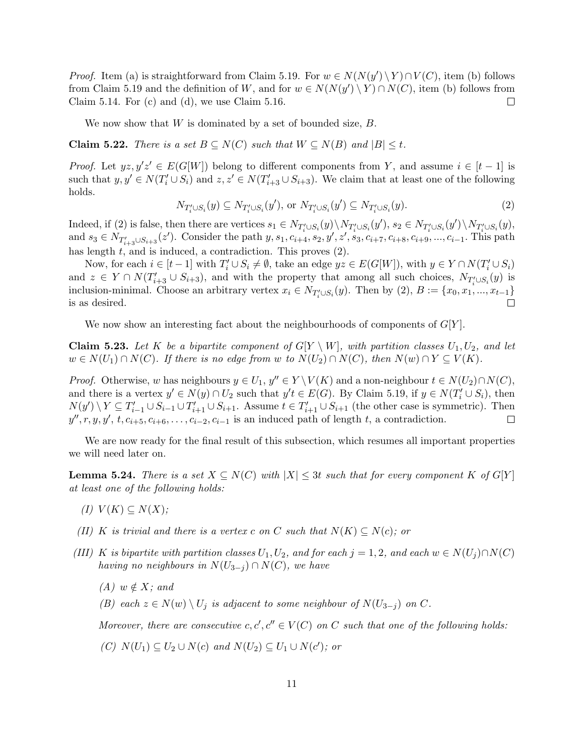*Proof.* Item (a) is straightforward from Claim 5.19. For $w \in N(N(y') \setminus Y) \cap V(C)$, item (b) follows from Claim 5.19 and the definition of $W$, and for $w \in N(N(y') \setminus Y) \cap N(C)$, item (b) follows from Claim 5.14. For (c) and (d), we use Claim 5.16. □

We now show that $W$ is dominated by a set of bounded size, $B$.

**Claim 5.22.** *There is a set $B \subseteq N(C)$ such that $W \subseteq N(B)$ and $|B| \leq t$.*

*Proof.* Let $yz, y'z' \in E(G[W])$ belong to different components from $Y$, and assume $i \in [t-1]$ is such that $y, y' \in N(T'_i \cup S_i)$ and $z, z' \in N(T'_{i+3} \cup S_{i+3})$. We claim that at least one of the following holds.

$$N_{T'_i \cup S_i}(y) \subseteq N_{T'_i \cup S_i}(y'), \text{ or } N_{T'_i \cup S_i}(y') \subseteq N_{T'_i \cup S_i}(y). \tag{2}$$

Indeed, if (2) is false, then there are vertices $s_1 \in N_{T'_i \cup S_i}(y) \setminus N_{T'_i \cup S_i}(y')$, $s_2 \in N_{T'_i \cup S_i}(y') \setminus N_{T'_i \cup S_i}(y)$, and $s_3 \in N_{T'_{i+3} \cup S_{i+3}}(z')$. Consider the path $y, s_1, c_{i+4}, s_2, y', z', s_3, c_{i+7}, c_{i+8}, c_{i+9}, ..., c_{i-1}$. This path has length $t$, and is induced, a contradiction. This proves (2).

Now, for each $i \in [t-1]$ with $T'_i \cup S_i \neq \emptyset$, take an edge $yz \in E(G[W])$, with $y \in Y \cap N(T'_i \cup S_i)$ and $z \in Y \cap N(T'_{i+3} \cup S_{i+3})$, and with the property that among all such choices, $N_{T'_i \cup S_i}(y)$ is inclusion-minimal. Choose an arbitrary vertex $x_i \in N_{T'_i \cup S_i}(y)$. Then by (2), $B := \{x_0, x_1, ..., x_{t-1}\}$ is as desired. □

We now show an interesting fact about the neighbourhoods of components of $G[Y]$.

**Claim 5.23.** *Let $K$ be a bipartite component of $G[Y \setminus W]$, with partition classes $U_1, U_2$, and let $w \in N(U_1) \cap N(C)$. If there is no edge from $w$ to $N(U_2) \cap N(C)$, then $N(w) \cap Y \subseteq V(K)$.*

*Proof.* Otherwise, $w$ has neighbours $y \in U_1$, $y'' \in Y \setminus V(K)$ and a non-neighbour $t \in N(U_2) \cap N(C)$, and there is a vertex $y' \in N(y) \cap U_2$ such that $y't \in E(G)$. By Claim 5.19, if $y \in N(T'_i \cup S_i)$, then $N(y') \setminus Y \subseteq T'_{i-1} \cup S_{i-1} \cup T'_{i+1} \cup S_{i+1}$. Assume $t \in T'_{i+1} \cup S_{i+1}$ (the other case is symmetric). Then $y'', r, y, y', t, c_{i+5}, c_{i+6}, \ldots, c_{i-2}, c_{i-1}$ is an induced path of length $t$, a contradiction. □

We are now ready for the final result of this subsection, which resumes all important properties we will need later on.

**Lemma 5.24.** *There is a set $X \subseteq N(C)$ with $|X| \leq 3t$ such that for every component $K$ of $G[Y]$ at least one of the following holds:*

*(I) $V(K) \subseteq N(X)$;*

*(II) $K$ is trivial and there is a vertex $c$ on $C$ such that $N(K) \subseteq N(c)$; or*

*(III) $K$ is bipartite with partition classes $U_1, U_2$, and for each $j = 1, 2$, and each $w \in N(U_j) \cap N(C)$ having no neighbours in $N(U_{3-j}) \cap N(C)$, we have*

*(A) $w \notin X$; and*

*(B) each $z \in N(w) \setminus U_j$ is adjacent to some neighbour of $N(U_{3-j})$ on $C$.*

*Moreover, there are consecutive $c, c', c'' \in V(C)$ on $C$ such that one of the following holds:*

*(C) $N(U_1) \subseteq U_2 \cup N(c)$ and $N(U_2) \subseteq U_1 \cup N(c')$; or*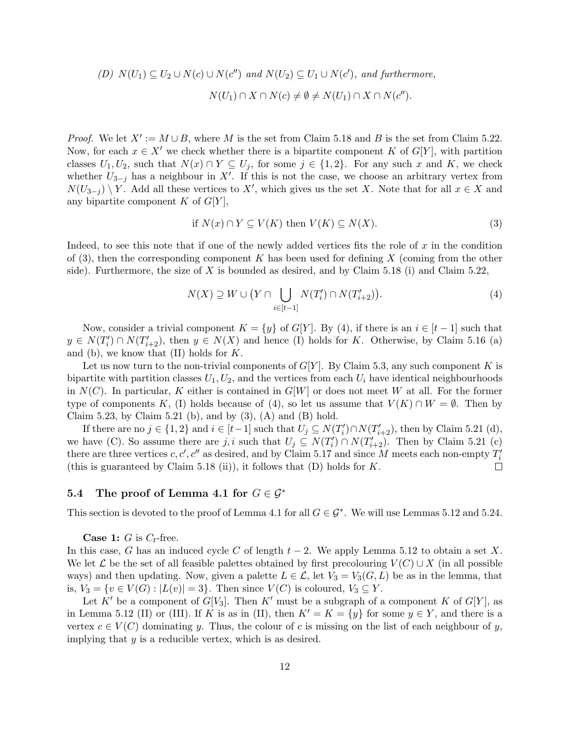*(D)* $N(U_1) \subseteq U_2 \cup N(c) \cup N(c'')$ *and* $N(U_2) \subseteq U_1 \cup N(c')$*, and furthermore,*

$$N(U_1) \cap X \cap N(c) \neq \emptyset \neq N(U_1) \cap X \cap N(c'').$$

*Proof.* We let $X' := M \cup B$, where $M$ is the set from Claim 5.18 and $B$ is the set from Claim 5.22. Now, for each $x \in X'$ we check whether there is a bipartite component $K$ of $G[Y]$, with partition classes $U_1, U_2$, such that $N(x) \cap Y \subseteq U_j$, for some $j \in \{1, 2\}$. For any such $x$ and $K$, we check whether $U_{3-j}$ has a neighbour in $X'$. If this is not the case, we choose an arbitrary vertex from $N(U_{3-j}) \setminus Y$. Add all these vertices to $X'$, which gives us the set $X$. Note that for all $x \in X$ and any bipartite component $K$ of $G[Y]$,

$$\text{if } N(x) \cap Y \subseteq V(K) \text{ then } V(K) \subseteq N(X). \tag{3}$$

Indeed, to see this note that if one of the newly added vertices fits the role of $x$ in the condition of (3), then the corresponding component $K$ has been used for defining $X$ (coming from the other side). Furthermore, the size of $X$ is bounded as desired, and by Claim 5.18 (i) and Claim 5.22,

$$N(X) \supseteq W \cup \big(Y \cap \bigcup_{i \in [t-1]} N(T'_i) \cap N(T'_{i+2})\big). \tag{4}$$

Now, consider a trivial component $K = \{y\}$ of $G[Y]$. By (4), if there is an $i \in [t-1]$ such that $y \in N(T'_i) \cap N(T'_{i+2})$, then $y \in N(X)$ and hence (I) holds for $K$. Otherwise, by Claim 5.16 (a) and (b), we know that (II) holds for $K$.

Let us now turn to the non-trivial components of $G[Y]$. By Claim 5.3, any such component $K$ is bipartite with partition classes $U_1, U_2$, and the vertices from each $U_i$ have identical neighbourhoods in $N(C)$. In particular, $K$ either is contained in $G[W]$ or does not meet $W$ at all. For the former type of components $K$, (I) holds because of (4), so let us assume that $V(K) \cap W = \emptyset$. Then by Claim 5.23, by Claim 5.21 (b), and by (3), (A) and (B) hold.

If there are no $j \in \{1, 2\}$ and $i \in [t-1]$ such that $U_j \subseteq N(T'_i) \cap N(T'_{i+2})$, then by Claim 5.21 (d), we have (C). So assume there are $j, i$ such that $U_j \subseteq N(T'_i) \cap N(T'_{i+2})$. Then by Claim 5.21 (c) there are three vertices $c, c', c''$ as desired, and by Claim 5.17 and since $M$ meets each non-empty $T'_i$ (this is guaranteed by Claim 5.18 (ii)), it follows that (D) holds for $K$. $\square$

## 5.4 The proof of Lemma 4.1 for $G \in \mathcal{G}^*$

This section is devoted to the proof of Lemma 4.1 for all $G \in \mathcal{G}^*$. We will use Lemmas 5.12 and 5.24.

**Case 1:** $G$ is $C_t$-free.
In this case, $G$ has an induced cycle $C$ of length $t-2$. We apply Lemma 5.12 to obtain a set $X$. We let $\mathcal{L}$ be the set of all feasible palettes obtained by first precolouring $V(C) \cup X$ (in all possible ways) and then updating. Now, given a palette $L \in \mathcal{L}$, let $V_3 = V_3(G, L)$ be as in the lemma, that is, $V_3 = \{v \in V(G) : |L(v)| = 3\}$. Then since $V(C)$ is coloured, $V_3 \subseteq Y$.

Let $K'$ be a component of $G[V_3]$. Then $K'$ must be a subgraph of a component $K$ of $G[Y]$, as in Lemma 5.12 (II) or (III). If $K$ is as in (II), then $K' = K = \{y\}$ for some $y \in Y$, and there is a vertex $c \in V(C)$ dominating $y$. Thus, the colour of $c$ is missing on the list of each neighbour of $y$, implying that $y$ is a reducible vertex, which is as desired.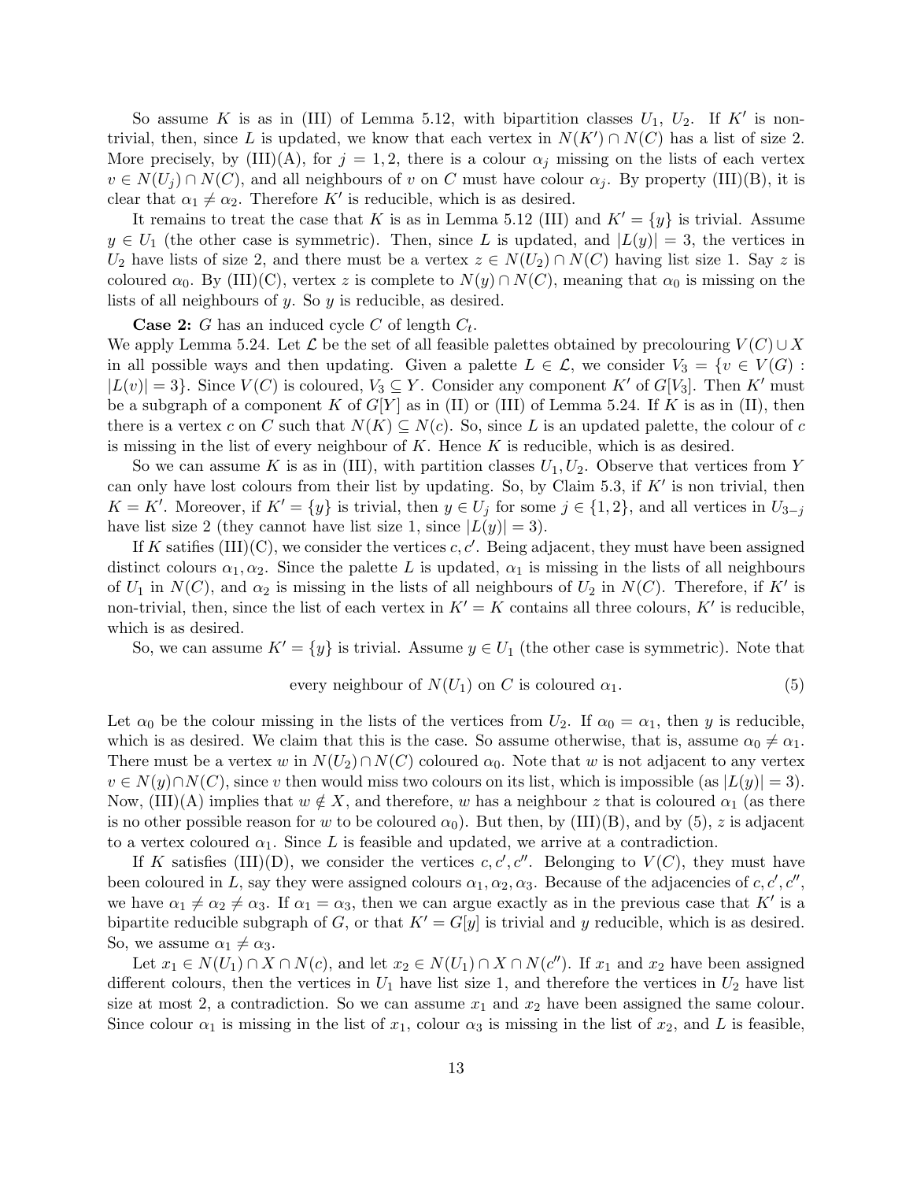So assume $K$ is as in (III) of Lemma 5.12, with bipartition classes $U_1$, $U_2$. If $K'$ is non-trivial, then, since $L$ is updated, we know that each vertex in $N(K') \cap N(C)$ has a list of size 2. More precisely, by (III)(A), for $j = 1, 2$, there is a colour $\alpha_j$ missing on the lists of each vertex $v \in N(U_j) \cap N(C)$, and all neighbours of $v$ on $C$ must have colour $\alpha_j$. By property (III)(B), it is clear that $\alpha_1 \neq \alpha_2$. Therefore $K'$ is reducible, which is as desired.

It remains to treat the case that $K$ is as in Lemma 5.12 (III) and $K' = \{y\}$ is trivial. Assume $y \in U_1$ (the other case is symmetric). Then, since $L$ is updated, and $|L(y)| = 3$, the vertices in $U_2$ have lists of size 2, and there must be a vertex $z \in N(U_2) \cap N(C)$ having list size 1. Say $z$ is coloured $\alpha_0$. By (III)(C), vertex $z$ is complete to $N(y) \cap N(C)$, meaning that $\alpha_0$ is missing on the lists of all neighbours of $y$. So $y$ is reducible, as desired.

**Case 2:** $G$ has an induced cycle $C$ of length $C_t$.
We apply Lemma 5.24. Let $\mathcal{L}$ be the set of all feasible palettes obtained by precolouring $V(C) \cup X$ in all possible ways and then updating. Given a palette $L \in \mathcal{L}$, we consider $V_3 = \{v \in V(G) : |L(v)| = 3\}$. Since $V(C)$ is coloured, $V_3 \subseteq Y$. Consider any component $K'$ of $G[V_3]$. Then $K'$ must be a subgraph of a component $K$ of $G[Y]$ as in (II) or (III) of Lemma 5.24. If $K$ is as in (II), then there is a vertex $c$ on $C$ such that $N(K) \subseteq N(c)$. So, since $L$ is an updated palette, the colour of $c$ is missing in the list of every neighbour of $K$. Hence $K$ is reducible, which is as desired.

So we can assume $K$ is as in (III), with partition classes $U_1, U_2$. Observe that vertices from $Y$ can only have lost colours from their list by updating. So, by Claim 5.3, if $K'$ is non trivial, then $K = K'$. Moreover, if $K' = \{y\}$ is trivial, then $y \in U_j$ for some $j \in \{1, 2\}$, and all vertices in $U_{3-j}$ have list size 2 (they cannot have list size 1, since $|L(y)| = 3$).

If $K$ satifies (III)(C), we consider the vertices $c, c'$. Being adjacent, they must have been assigned distinct colours $\alpha_1, \alpha_2$. Since the palette $L$ is updated, $\alpha_1$ is missing in the lists of all neighbours of $U_1$ in $N(C)$, and $\alpha_2$ is missing in the lists of all neighbours of $U_2$ in $N(C)$. Therefore, if $K'$ is non-trivial, then, since the list of each vertex in $K' = K$ contains all three colours, $K'$ is reducible, which is as desired.

So, we can assume $K' = \{y\}$ is trivial. Assume $y \in U_1$ (the other case is symmetric). Note that

$$\text{every neighbour of } N(U_1) \text{ on } C \text{ is coloured } \alpha_1. \tag{5}$$

Let $\alpha_0$ be the colour missing in the lists of the vertices from $U_2$. If $\alpha_0 = \alpha_1$, then $y$ is reducible, which is as desired. We claim that this is the case. So assume otherwise, that is, assume $\alpha_0 \neq \alpha_1$. There must be a vertex $w$ in $N(U_2) \cap N(C)$ coloured $\alpha_0$. Note that $w$ is not adjacent to any vertex $v \in N(y) \cap N(C)$, since $v$ then would miss two colours on its list, which is impossible (as $|L(y)| = 3$). Now, (III)(A) implies that $w \notin X$, and therefore, $w$ has a neighbour $z$ that is coloured $\alpha_1$ (as there is no other possible reason for $w$ to be coloured $\alpha_0$). But then, by (III)(B), and by (5), $z$ is adjacent to a vertex coloured $\alpha_1$. Since $L$ is feasible and updated, we arrive at a contradiction.

If $K$ satisfies (III)(D), we consider the vertices $c, c', c''$. Belonging to $V(C)$, they must have been coloured in $L$, say they were assigned colours $\alpha_1, \alpha_2, \alpha_3$. Because of the adjacencies of $c, c', c''$, we have $\alpha_1 \neq \alpha_2 \neq \alpha_3$. If $\alpha_1 = \alpha_3$, then we can argue exactly as in the previous case that $K'$ is a bipartite reducible subgraph of $G$, or that $K' = G[y]$ is trivial and $y$ reducible, which is as desired. So, we assume $\alpha_1 \neq \alpha_3$.

Let $x_1 \in N(U_1) \cap X \cap N(c)$, and let $x_2 \in N(U_1) \cap X \cap N(c'')$. If $x_1$ and $x_2$ have been assigned different colours, then the vertices in $U_1$ have list size 1, and therefore the vertices in $U_2$ have list size at most 2, a contradiction. So we can assume $x_1$ and $x_2$ have been assigned the same colour. Since colour $\alpha_1$ is missing in the list of $x_1$, colour $\alpha_3$ is missing in the list of $x_2$, and $L$ is feasible,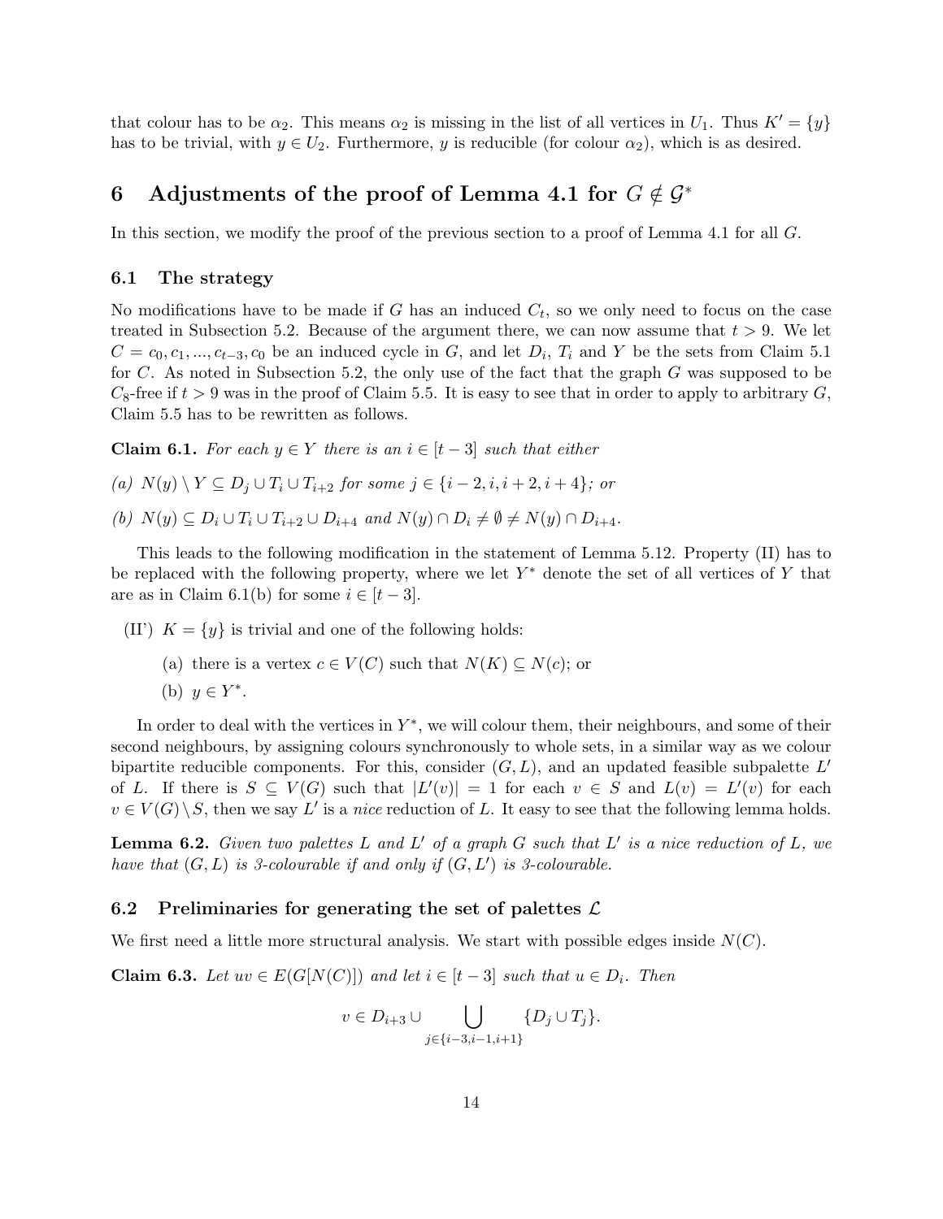that colour has to be $\alpha_2$. This means $\alpha_2$ is missing in the list of all vertices in $U_1$. Thus $K' = \{y\}$ has to be trivial, with $y \in U_2$. Furthermore, $y$ is reducible (for colour $\alpha_2$), which is as desired.

## 6 Adjustments of the proof of Lemma 4.1 for $G \notin \mathcal{G}^*$

In this section, we modify the proof of the previous section to a proof of Lemma 4.1 for all $G$.

### 6.1 The strategy

No modifications have to be made if $G$ has an induced $C_t$, so we only need to focus on the case treated in Subsection 5.2. Because of the argument there, we can now assume that $t > 9$. We let $C = c_0, c_1, ..., c_{t-3}, c_0$ be an induced cycle in $G$, and let $D_i$, $T_i$ and $Y$ be the sets from Claim 5.1 for $C$. As noted in Subsection 5.2, the only use of the fact that the graph $G$ was supposed to be $C_8$-free if $t > 9$ was in the proof of Claim 5.5. It is easy to see that in order to apply to arbitrary $G$, Claim 5.5 has to be rewritten as follows.

**Claim 6.1.** *For each $y \in Y$ there is an $i \in [t-3]$ such that either*

*(a) $N(y) \setminus Y \subseteq D_j \cup T_i \cup T_{i+2}$ for some $j \in \{i-2, i, i+2, i+4\}$; or*

*(b) $N(y) \subseteq D_i \cup T_i \cup T_{i+2} \cup D_{i+4}$ and $N(y) \cap D_i \neq \emptyset \neq N(y) \cap D_{i+4}$.*

This leads to the following modification in the statement of Lemma 5.12. Property (II) has to be replaced with the following property, where we let $Y^*$ denote the set of all vertices of $Y$ that are as in Claim 6.1(b) for some $i \in [t-3]$.

(II') $K = \{y\}$ is trivial and one of the following holds:

  - (a) there is a vertex $c \in V(C)$ such that $N(K) \subseteq N(c)$; or
  - (b) $y \in Y^*$.

In order to deal with the vertices in $Y^*$, we will colour them, their neighbours, and some of their second neighbours, by assigning colours synchronously to whole sets, in a similar way as we colour bipartite reducible components. For this, consider $(G, L)$, and an updated feasible subpalette $L'$ of $L$. If there is $S \subseteq V(G)$ such that $|L'(v)| = 1$ for each $v \in S$ and $L(v) = L'(v)$ for each $v \in V(G) \setminus S$, then we say $L'$ is a *nice* reduction of $L$. It easy to see that the following lemma holds.

**Lemma 6.2.** *Given two palettes $L$ and $L'$ of a graph $G$ such that $L'$ is a nice reduction of $L$, we have that $(G, L)$ is 3-colourable if and only if $(G, L')$ is 3-colourable.*

### 6.2 Preliminaries for generating the set of palettes $\mathcal{L}$

We first need a little more structural analysis. We start with possible edges inside $N(C)$.

**Claim 6.3.** *Let $uv \in E(G[N(C)])$ and let $i \in [t-3]$ such that $u \in D_i$. Then*

$$v \in D_{i+3} \cup \bigcup_{j \in \{i-3, i-1, i+1\}} \{D_j \cup T_j\}.$$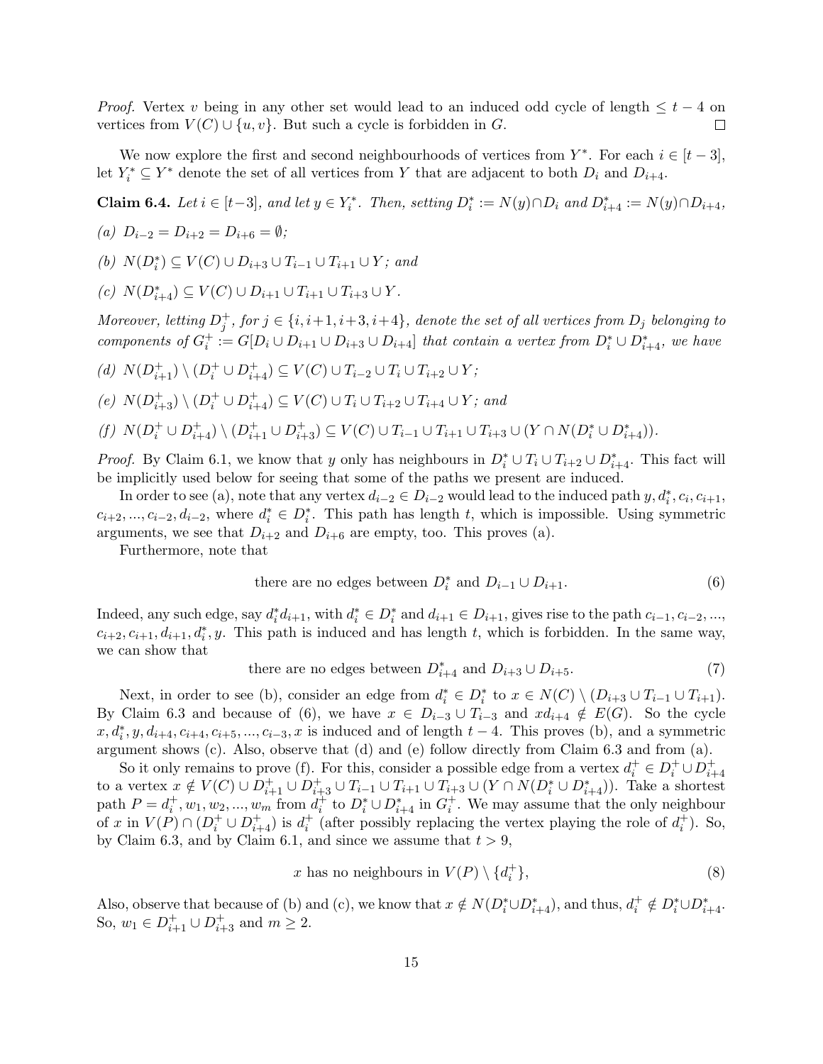*Proof.* Vertex $v$ being in any other set would lead to an induced odd cycle of length $\leq t-4$ on vertices from $V(C) \cup \{u, v\}$. But such a cycle is forbidden in $G$. $\square$

We now explore the first and second neighbourhoods of vertices from $Y^*$. For each $i \in [t-3]$, let $Y_i^* \subseteq Y^*$ denote the set of all vertices from $Y$ that are adjacent to both $D_i$ and $D_{i+4}$.

**Claim 6.4.** *Let $i \in [t-3]$, and let $y \in Y_i^*$. Then, setting $D_i^* := N(y) \cap D_i$ and $D_{i+4}^* := N(y) \cap D_{i+4}$,*

*(a) $D_{i-2} = D_{i+2} = D_{i+6} = \emptyset$;*

*(b) $N(D_i^*) \subseteq V(C) \cup D_{i+3} \cup T_{i-1} \cup T_{i+1} \cup Y$; and*

*(c) $N(D_{i+4}^*) \subseteq V(C) \cup D_{i+1} \cup T_{i+1} \cup T_{i+3} \cup Y$.*

*Moreover, letting $D_j^+$, for $j \in \{i, i+1, i+3, i+4\}$, denote the set of all vertices from $D_j$ belonging to components of $G_i^+ := G[D_i \cup D_{i+1} \cup D_{i+3} \cup D_{i+4}]$ that contain a vertex from $D_i^* \cup D_{i+4}^*$, we have*

*(d) $N(D_{i+1}^+) \setminus (D_i^+ \cup D_{i+4}^+) \subseteq V(C) \cup T_{i-2} \cup T_i \cup T_{i+2} \cup Y$;*

*(e) $N(D_{i+3}^+) \setminus (D_i^+ \cup D_{i+4}^+) \subseteq V(C) \cup T_i \cup T_{i+2} \cup T_{i+4} \cup Y$; and*

*(f) $N(D_i^+ \cup D_{i+4}^+) \setminus (D_{i+1}^+ \cup D_{i+3}^+) \subseteq V(C) \cup T_{i-1} \cup T_{i+1} \cup T_{i+3} \cup (Y \cap N(D_i^* \cup D_{i+4}^*))$.*

*Proof.* By Claim 6.1, we know that $y$ only has neighbours in $D_i^* \cup T_i \cup T_{i+2} \cup D_{i+4}^*$. This fact will be implicitly used below for seeing that some of the paths we present are induced.

In order to see (a), note that any vertex $d_{i-2} \in D_{i-2}$ would lead to the induced path $y, d_i^*, c_i, c_{i+1}, c_{i+2}, ..., c_{i-2}, d_{i-2}$, where $d_i^* \in D_i^*$. This path has length $t$, which is impossible. Using symmetric arguments, we see that $D_{i+2}$ and $D_{i+6}$ are empty, too. This proves (a).

Furthermore, note that

$$\text{there are no edges between } D_i^* \text{ and } D_{i-1} \cup D_{i+1}. \tag{6}$$

Indeed, any such edge, say $d_i^* d_{i+1}$, with $d_i^* \in D_i^*$ and $d_{i+1} \in D_{i+1}$, gives rise to the path $c_{i-1}, c_{i-2}, ..., c_{i+2}, c_{i+1}, d_{i+1}, d_i^*, y$. This path is induced and has length $t$, which is forbidden. In the same way, we can show that

$$\text{there are no edges between } D_{i+4}^* \text{ and } D_{i+3} \cup D_{i+5}. \tag{7}$$

Next, in order to see (b), consider an edge from $d_i^* \in D_i^*$ to $x \in N(C) \setminus (D_{i+3} \cup T_{i-1} \cup T_{i+1})$. By Claim 6.3 and because of (6), we have $x \in D_{i-3} \cup T_{i-3}$ and $xd_{i+4} \notin E(G)$. So the cycle $x, d_i^*, y, d_{i+4}, c_{i+4}, c_{i+5}, ..., c_{i-3}, x$ is induced and of length $t-4$. This proves (b), and a symmetric argument shows (c). Also, observe that (d) and (e) follow directly from Claim 6.3 and from (a).

So it only remains to prove (f). For this, consider a possible edge from a vertex $d_i^+ \in D_i^+ \cup D_{i+4}^+$ to a vertex $x \notin V(C) \cup D_{i+1}^+ \cup D_{i+3}^+ \cup T_{i-1} \cup T_{i+1} \cup T_{i+3} \cup (Y \cap N(D_i^* \cup D_{i+4}^*))$. Take a shortest path $P = d_i^+, w_1, w_2, ..., w_m$ from $d_i^+$ to $D_i^* \cup D_{i+4}^*$ in $G_i^+$. We may assume that the only neighbour of $x$ in $V(P) \cap (D_i^+ \cup D_{i+4}^+)$ is $d_i^+$ (after possibly replacing the vertex playing the role of $d_i^+$). So, by Claim 6.3, and by Claim 6.1, and since we assume that $t > 9$,

$$x \text{ has no neighbours in } V(P) \setminus \{d_i^+\}, \tag{8}$$

Also, observe that because of (b) and (c), we know that $x \notin N(D_i^* \cup D_{i+4}^*)$, and thus, $d_i^+ \notin D_i^* \cup D_{i+4}^*$. So, $w_1 \in D_{i+1}^+ \cup D_{i+3}^+$ and $m \geq 2$.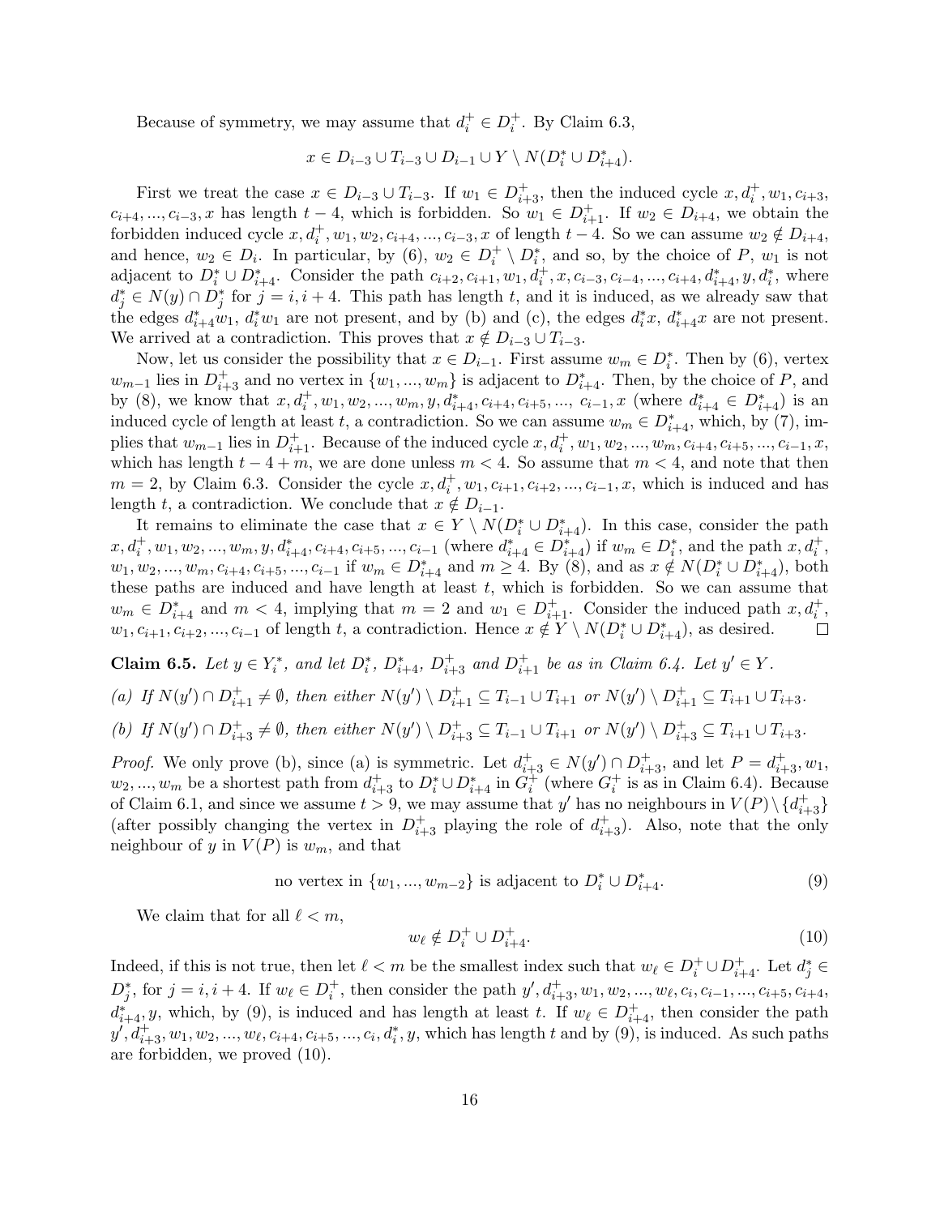Because of symmetry, we may assume that $d_i^+ \in D_i^+$. By Claim 6.3,

$$x \in D_{i-3} \cup T_{i-3} \cup D_{i-1} \cup Y \setminus N(D_i^* \cup D_{i+4}^*).$$

First we treat the case $x \in D_{i-3} \cup T_{i-3}$. If $w_1 \in D_{i+3}^+$, then the induced cycle $x, d_i^+, w_1, c_{i+3}$, $c_{i+4}, ..., c_{i-3}, x$ has length $t-4$, which is forbidden. So $w_1 \in D_{i+1}^+$. If $w_2 \in D_{i+4}$, we obtain the forbidden induced cycle $x, d_i^+, w_1, w_2, c_{i+4}, ..., c_{i-3}, x$ of length $t-4$. So we can assume $w_2 \notin D_{i+4}$, and hence, $w_2 \in D_i$. In particular, by (6), $w_2 \in D_i^+ \setminus D_i^*$, and so, by the choice of $P$, $w_1$ is not adjacent to $D_i^* \cup D_{i+4}^*$. Consider the path $c_{i+2}, c_{i+1}, w_1, d_i^+, x, c_{i-3}, c_{i-4}, ..., c_{i+4}, d_{i+4}^*, y, d_i^*$, where $d_j^* \in N(y) \cap D_j^*$ for $j = i, i+4$. This path has length $t$, and it is induced, as we already saw that the edges $d_{i+4}^* w_1$, $d_i^* w_1$ are not present, and by (b) and (c), the edges $d_i^* x$, $d_{i+4}^* x$ are not present. We arrived at a contradiction. This proves that $x \notin D_{i-3} \cup T_{i-3}$.

Now, let us consider the possibility that $x \in D_{i-1}$. First assume $w_m \in D_i^*$. Then by (6), vertex $w_{m-1}$ lies in $D_{i+3}^+$ and no vertex in $\{w_1, ..., w_m\}$ is adjacent to $D_{i+4}^*$. Then, by the choice of $P$, and by (8), we know that $x, d_i^+, w_1, w_2, ..., w_m, y, d_{i+4}^*, c_{i+4}, c_{i+5}, ..., c_{i-1}, x$ (where $d_{i+4}^* \in D_{i+4}^*$) is an induced cycle of length at least $t$, a contradiction. So we can assume $w_m \in D_{i+4}^*$, which, by (7), implies that $w_{m-1}$ lies in $D_{i+1}^+$. Because of the induced cycle $x, d_i^+, w_1, w_2, ..., w_m, c_{i+4}, c_{i+5}, ..., c_{i-1}, x$, which has length $t-4+m$, we are done unless $m < 4$. So assume that $m < 4$, and note that then $m = 2$, by Claim 6.3. Consider the cycle $x, d_i^+, w_1, c_{i+1}, c_{i+2}, ..., c_{i-1}, x$, which is induced and has length $t$, a contradiction. We conclude that $x \notin D_{i-1}$.

It remains to eliminate the case that $x \in Y \setminus N(D_i^* \cup D_{i+4}^*)$. In this case, consider the path $x, d_i^+, w_1, w_2, ..., w_m, y, d_{i+4}^*, c_{i+4}, c_{i+5}, ..., c_{i-1}$ (where $d_{i+4}^* \in D_{i+4}^*$) if $w_m \in D_i^*$, and the path $x, d_i^+$, $w_1, w_2, ..., w_m, c_{i+4}, c_{i+5}, ..., c_{i-1}$ if $w_m \in D_{i+4}^*$ and $m \geq 4$. By (8), and as $x \notin N(D_i^* \cup D_{i+4}^*)$, both these paths are induced and have length at least $t$, which is forbidden. So we can assume that $w_m \in D_{i+4}^*$ and $m < 4$, implying that $m = 2$ and $w_1 \in D_{i+1}^+$. Consider the induced path $x, d_i^+$, $w_1, c_{i+1}, c_{i+2}, ..., c_{i-1}$ of length $t$, a contradiction. Hence $x \notin Y \setminus N(D_i^* \cup D_{i+4}^*)$, as desired. □

**Claim 6.5.** *Let $y \in Y_i^*$, and let $D_i^*$, $D_{i+4}^*$, $D_{i+3}^+$ and $D_{i+1}^+$ be as in Claim 6.4. Let $y' \in Y$.*

*(a) If $N(y') \cap D_{i+1}^+ \neq \emptyset$, then either $N(y') \setminus D_{i+1}^+ \subseteq T_{i-1} \cup T_{i+1}$ or $N(y') \setminus D_{i+1}^+ \subseteq T_{i+1} \cup T_{i+3}$.*

*(b) If $N(y') \cap D_{i+3}^+ \neq \emptyset$, then either $N(y') \setminus D_{i+3}^+ \subseteq T_{i-1} \cup T_{i+1}$ or $N(y') \setminus D_{i+3}^+ \subseteq T_{i+1} \cup T_{i+3}$.*

*Proof.* We only prove (b), since (a) is symmetric. Let $d_{i+3}^+ \in N(y') \cap D_{i+3}^+$, and let $P = d_{i+3}^+, w_1$, $w_2, ..., w_m$ be a shortest path from $d_{i+3}^+$ to $D_i^* \cup D_{i+4}^*$ in $G_i^+$ (where $G_i^+$ is as in Claim 6.4). Because of Claim 6.1, and since we assume $t > 9$, we may assume that $y'$ has no neighbours in $V(P) \setminus \{d_{i+3}^+\}$ (after possibly changing the vertex in $D_{i+3}^+$ playing the role of $d_{i+3}^+$). Also, note that the only neighbour of $y$ in $V(P)$ is $w_m$, and that

$$\text{no vertex in } \{w_1, ..., w_{m-2}\} \text{ is adjacent to } D_i^* \cup D_{i+4}^*. \tag{9}$$

We claim that for all $\ell < m$,

$$w_\ell \notin D_i^+ \cup D_{i+4}^+. \tag{10}$$

Indeed, if this is not true, then let $\ell < m$ be the smallest index such that $w_\ell \in D_i^+ \cup D_{i+4}^+$. Let $d_j^* \in D_j^*$, for $j = i, i+4$. If $w_\ell \in D_i^+$, then consider the path $y', d_{i+3}^+, w_1, w_2, ..., w_\ell, c_i, c_{i-1}, ..., c_{i+5}, c_{i+4}$, $d_{i+4}^*, y$, which, by (9), is induced and has length at least $t$. If $w_\ell \in D_{i+4}^+$, then consider the path $y', d_{i+3}^+, w_1, w_2, ..., w_\ell, c_{i+4}, c_{i+5}, ..., c_i, d_i^*, y$, which has length $t$ and by (9), is induced. As such paths are forbidden, we proved (10).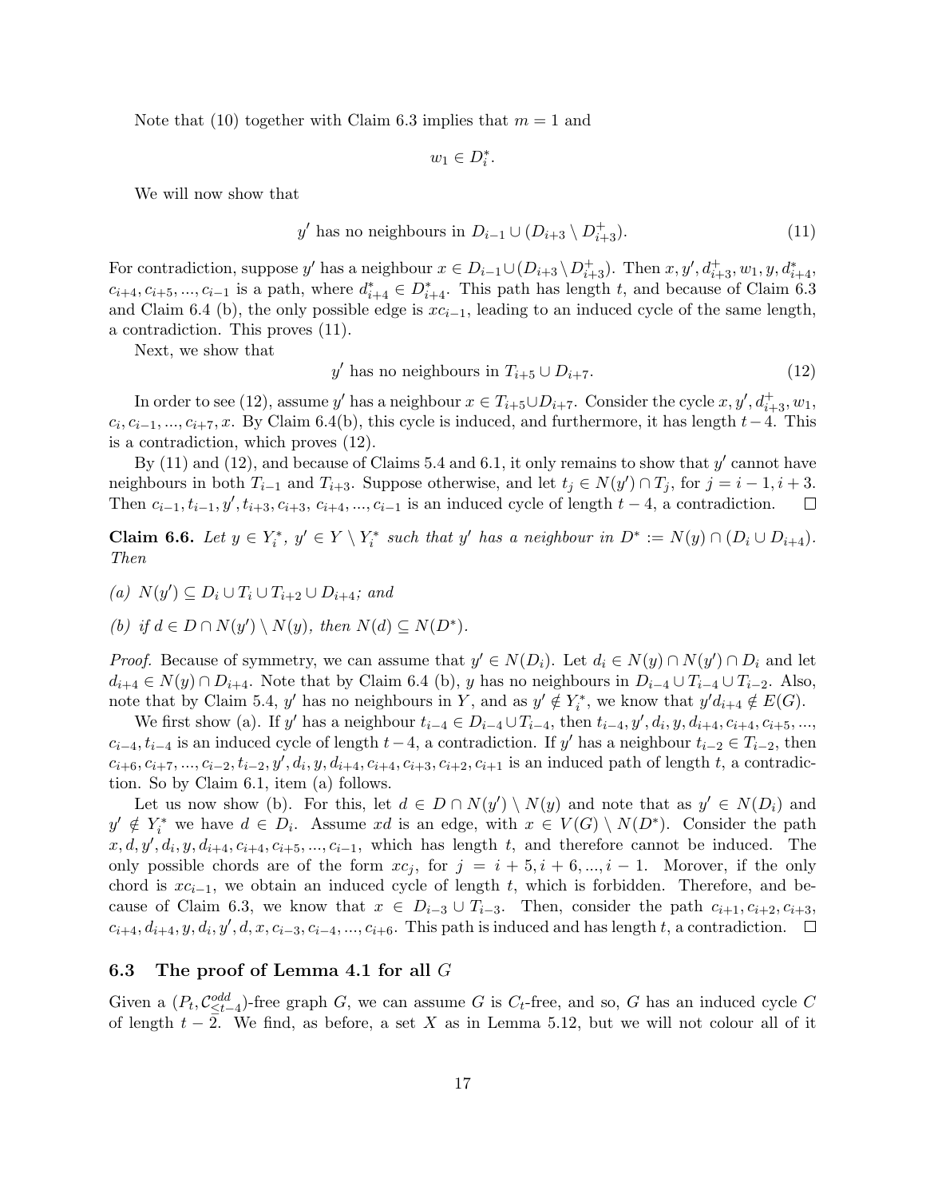Note that (10) together with Claim 6.3 implies that $m = 1$ and

$$w_1 \in D_i^*.$$

We will now show that

$$y' \text{ has no neighbours in } D_{i-1} \cup (D_{i+3} \setminus D_{i+3}^+). \tag{11}$$

For contradiction, suppose $y'$ has a neighbour $x \in D_{i-1} \cup (D_{i+3} \setminus D_{i+3}^+)$. Then $x, y', d_{i+3}^+, w_1, y, d_{i+4}^*, c_{i+4}, c_{i+5}, ..., c_{i-1}$ is a path, where $d_{i+4}^* \in D_{i+4}^*$. This path has length $t$, and because of Claim 6.3 and Claim 6.4 (b), the only possible edge is $xc_{i-1}$, leading to an induced cycle of the same length, a contradiction. This proves (11).

Next, we show that

$$y' \text{ has no neighbours in } T_{i+5} \cup D_{i+7}. \tag{12}$$

In order to see (12), assume $y'$ has a neighbour $x \in T_{i+5} \cup D_{i+7}$. Consider the cycle $x, y', d_{i+3}^+, w_1, c_i, c_{i-1}, ..., c_{i+7}, x$. By Claim 6.4(b), this cycle is induced, and furthermore, it has length $t-4$. This is a contradiction, which proves (12).

By (11) and (12), and because of Claims 5.4 and 6.1, it only remains to show that $y'$ cannot have neighbours in both $T_{i-1}$ and $T_{i+3}$. Suppose otherwise, and let $t_j \in N(y') \cap T_j$, for $j = i-1, i+3$. Then $c_{i-1}, t_{i-1}, y', t_{i+3}, c_{i+3}, c_{i+4}, ..., c_{i-1}$ is an induced cycle of length $t-4$, a contradiction. $\square$

**Claim 6.6.** *Let $y \in Y_i^*$, $y' \in Y \setminus Y_i^*$ such that $y'$ has a neighbour in $D^* := N(y) \cap (D_i \cup D_{i+4})$. Then*

*(a) $N(y') \subseteq D_i \cup T_i \cup T_{i+2} \cup D_{i+4}$; and*

*(b) if $d \in D \cap N(y') \setminus N(y)$, then $N(d) \subseteq N(D^*)$.*

*Proof.* Because of symmetry, we can assume that $y' \in N(D_i)$. Let $d_i \in N(y) \cap N(y') \cap D_i$ and let $d_{i+4} \in N(y) \cap D_{i+4}$. Note that by Claim 6.4 (b), $y$ has no neighbours in $D_{i-4} \cup T_{i-4} \cup T_{i-2}$. Also, note that by Claim 5.4, $y'$ has no neighbours in $Y$, and as $y' \notin Y_i^*$, we know that $y'd_{i+4} \notin E(G)$.

We first show (a). If $y'$ has a neighbour $t_{i-4} \in D_{i-4} \cup T_{i-4}$, then $t_{i-4}, y', d_i, y, d_{i+4}, c_{i+4}, c_{i+5}, ..., c_{i-4}, t_{i-4}$ is an induced cycle of length $t-4$, a contradiction. If $y'$ has a neighbour $t_{i-2} \in T_{i-2}$, then $c_{i+6}, c_{i+7}, ..., c_{i-2}, t_{i-2}, y', d_i, y, d_{i+4}, c_{i+4}, c_{i+3}, c_{i+2}, c_{i+1}$ is an induced path of length $t$, a contradiction. So by Claim 6.1, item (a) follows.

Let us now show (b). For this, let $d \in D \cap N(y') \setminus N(y)$ and note that as $y' \in N(D_i)$ and $y' \notin Y_i^*$ we have $d \in D_i$. Assume $xd$ is an edge, with $x \in V(G) \setminus N(D^*)$. Consider the path $x, d, y', d_i, y, d_{i+4}, c_{i+4}, c_{i+5}, ..., c_{i-1}$, which has length $t$, and therefore cannot be induced. The only possible chords are of the form $xc_j$, for $j = i+5, i+6, ..., i-1$. Morover, if the only chord is $xc_{i-1}$, we obtain an induced cycle of length $t$, which is forbidden. Therefore, and because of Claim 6.3, we know that $x \in D_{i-3} \cup T_{i-3}$. Then, consider the path $c_{i+1}, c_{i+2}, c_{i+3}, c_{i+4}, d_{i+4}, y, d_i, y', d, x, c_{i-3}, c_{i-4}, ..., c_{i+6}$. This path is induced and has length $t$, a contradiction. $\square$

### 6.3 The proof of Lemma 4.1 for all $G$

Given a $(P_t, \mathcal{C}_{\leq t-4}^{odd})$-free graph $G$, we can assume $G$ is $C_t$-free, and so, $G$ has an induced cycle $C$ of length $t-2$. We find, as before, a set $X$ as in Lemma 5.12, but we will not colour all of it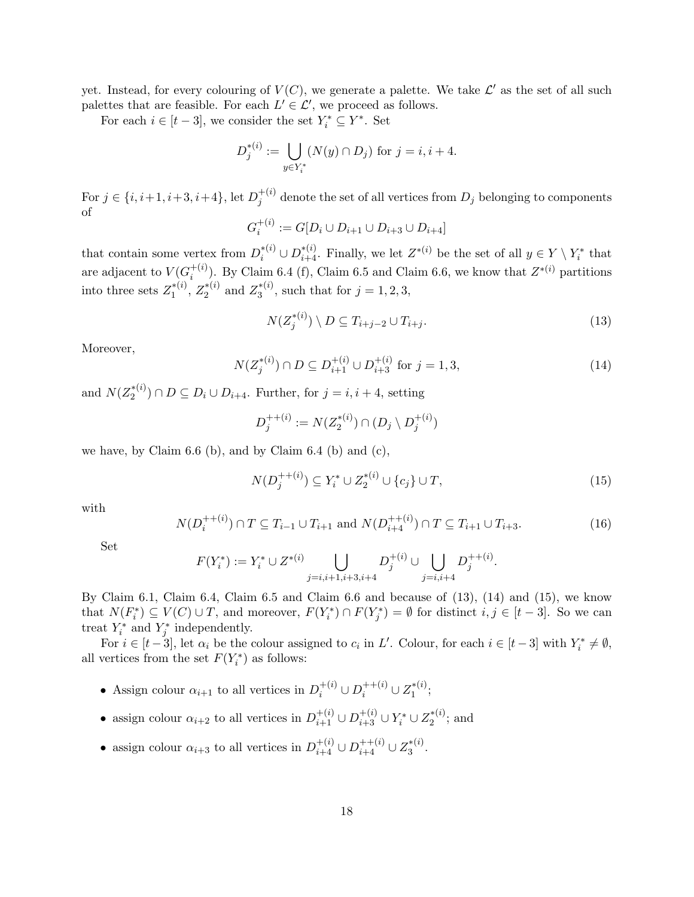yet. Instead, for every colouring of $V(C)$, we generate a palette. We take $\mathcal{L}'$ as the set of all such palettes that are feasible. For each $L' \in \mathcal{L}'$, we proceed as follows.

For each $i \in [t-3]$, we consider the set $Y_i^* \subseteq Y^*$. Set

$$D_j^{*(i)} := \bigcup_{y \in Y_i^*} (N(y) \cap D_j) \text{ for } j = i, i+4.$$

For $j \in \{i, i+1, i+3, i+4\}$, let $D_j^{+(i)}$ denote the set of all vertices from $D_j$ belonging to components of

$$G_i^{+(i)} := G[D_i \cup D_{i+1} \cup D_{i+3} \cup D_{i+4}]$$

that contain some vertex from $D_i^{*(i)} \cup D_{i+4}^{*(i)}$. Finally, we let $Z^{*(i)}$ be the set of all $y \in Y \setminus Y_i^*$ that are adjacent to $V(G_i^{+(i)})$. By Claim 6.4 (f), Claim 6.5 and Claim 6.6, we know that $Z^{*(i)}$ partitions into three sets $Z_1^{*(i)}$, $Z_2^{*(i)}$ and $Z_3^{*(i)}$, such that for $j = 1, 2, 3$,

$$N(Z_j^{*(i)}) \setminus D \subseteq T_{i+j-2} \cup T_{i+j}. \tag{13}$$

Moreover,

$$N(Z_j^{*(i)}) \cap D \subseteq D_{i+1}^{+(i)} \cup D_{i+3}^{+(i)} \text{ for } j = 1, 3, \tag{14}$$

and $N(Z_2^{*(i)}) \cap D \subseteq D_i \cup D_{i+4}$. Further, for $j = i, i+4$, setting

$$D_j^{++(i)} := N(Z_2^{*(i)}) \cap (D_j \setminus D_j^{+(i)})$$

we have, by Claim 6.6 (b), and by Claim 6.4 (b) and (c),

$$N(D_j^{++(i)}) \subseteq Y_i^* \cup Z_2^{*(i)} \cup \{c_j\} \cup T, \tag{15}$$

with

$$N(D_i^{++(i)}) \cap T \subseteq T_{i-1} \cup T_{i+1} \text{ and } N(D_{i+4}^{++(i)}) \cap T \subseteq T_{i+1} \cup T_{i+3}. \tag{16}$$

Set

$$F(Y_i^*) := Y_i^* \cup Z^{*(i)} \bigcup_{j=i,i+1,i+3,i+4} D_j^{+(i)} \cup \bigcup_{j=i,i+4} D_j^{++(i)}.$$

By Claim 6.1, Claim 6.4, Claim 6.5 and Claim 6.6 and because of (13), (14) and (15), we know that $N(F_i^*) \subseteq V(C) \cup T$, and moreover, $F(Y_i^*) \cap F(Y_j^*) = \emptyset$ for distinct $i, j \in [t-3]$. So we can treat $Y_i^*$ and $Y_j^*$ independently.

For $i \in [t-3]$, let $\alpha_i$ be the colour assigned to $c_i$ in $L'$. Colour, for each $i \in [t-3]$ with $Y_i^* \neq \emptyset$, all vertices from the set $F(Y_i^*)$ as follows:

- Assign colour $\alpha_{i+1}$ to all vertices in $D_i^{+(i)} \cup D_i^{++(i)} \cup Z_1^{*(i)}$;
- assign colour $\alpha_{i+2}$ to all vertices in $D_{i+1}^{+(i)} \cup D_{i+3}^{+(i)} \cup Y_i^* \cup Z_2^{*(i)}$; and
- assign colour $\alpha_{i+3}$ to all vertices in $D_{i+4}^{+(i)} \cup D_{i+4}^{++(i)} \cup Z_3^{*(i)}$.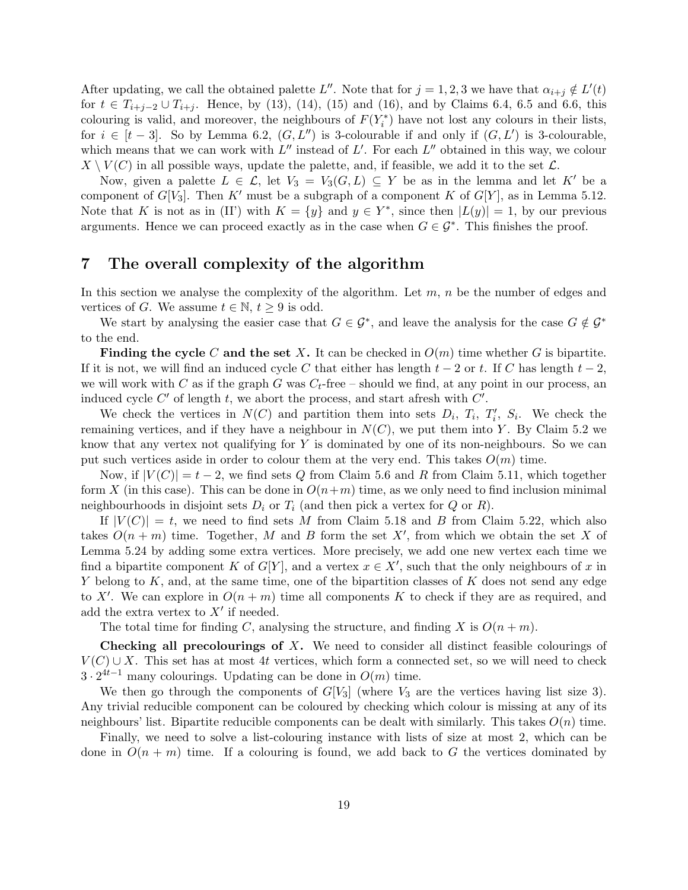After updating, we call the obtained palette $L''$. Note that for $j = 1, 2, 3$ we have that $\alpha_{i+j} \notin L'(t)$ for $t \in T_{i+j-2} \cup T_{i+j}$. Hence, by (13), (14), (15) and (16), and by Claims 6.4, 6.5 and 6.6, this colouring is valid, and moreover, the neighbours of $F(Y_i^*)$ have not lost any colours in their lists, for $i \in [t-3]$. So by Lemma 6.2, $(G, L'')$ is 3-colourable if and only if $(G, L')$ is 3-colourable, which means that we can work with $L''$ instead of $L'$. For each $L''$ obtained in this way, we colour $X \setminus V(C)$ in all possible ways, update the palette, and, if feasible, we add it to the set $\mathcal{L}$.

Now, given a palette $L \in \mathcal{L}$, let $V_3 = V_3(G, L) \subseteq Y$ be as in the lemma and let $K'$ be a component of $G[V_3]$. Then $K'$ must be a subgraph of a component $K$ of $G[Y]$, as in Lemma 5.12. Note that $K$ is not as in (II') with $K = \{y\}$ and $y \in Y^*$, since then $|L(y)| = 1$, by our previous arguments. Hence we can proceed exactly as in the case when $G \in \mathcal{G}^*$. This finishes the proof.

# 7 The overall complexity of the algorithm

In this section we analyse the complexity of the algorithm. Let $m$, $n$ be the number of edges and vertices of $G$. We assume $t \in \mathbb{N}$, $t \geq 9$ is odd.

We start by analysing the easier case that $G \in \mathcal{G}^*$, and leave the analysis for the case $G \notin \mathcal{G}^*$ to the end.

**Finding the cycle $C$ and the set $X$.** It can be checked in $O(m)$ time whether $G$ is bipartite. If it is not, we will find an induced cycle $C$ that either has length $t-2$ or $t$. If $C$ has length $t-2$, we will work with $C$ as if the graph $G$ was $C_t$-free – should we find, at any point in our process, an induced cycle $C'$ of length $t$, we abort the process, and start afresh with $C'$.

We check the vertices in $N(C)$ and partition them into sets $D_i$, $T_i$, $T_i'$, $S_i$. We check the remaining vertices, and if they have a neighbour in $N(C)$, we put them into $Y$. By Claim 5.2 we know that any vertex not qualifying for $Y$ is dominated by one of its non-neighbours. So we can put such vertices aside in order to colour them at the very end. This takes $O(m)$ time.

Now, if $|V(C)| = t-2$, we find sets $Q$ from Claim 5.6 and $R$ from Claim 5.11, which together form $X$ (in this case). This can be done in $O(n+m)$ time, as we only need to find inclusion minimal neighbourhoods in disjoint sets $D_i$ or $T_i$ (and then pick a vertex for $Q$ or $R$).

If $|V(C)| = t$, we need to find sets $M$ from Claim 5.18 and $B$ from Claim 5.22, which also takes $O(n+m)$ time. Together, $M$ and $B$ form the set $X'$, from which we obtain the set $X$ of Lemma 5.24 by adding some extra vertices. More precisely, we add one new vertex each time we find a bipartite component $K$ of $G[Y]$, and a vertex $x \in X'$, such that the only neighbours of $x$ in $Y$ belong to $K$, and, at the same time, one of the bipartition classes of $K$ does not send any edge to $X'$. We can explore in $O(n+m)$ time all components $K$ to check if they are as required, and add the extra vertex to $X'$ if needed.

The total time for finding $C$, analysing the structure, and finding $X$ is $O(n+m)$.

**Checking all precolourings of $X$.** We need to consider all distinct feasible colourings of $V(C) \cup X$. This set has at most $4t$ vertices, which form a connected set, so we will need to check $3 \cdot 2^{4t-1}$ many colourings. Updating can be done in $O(m)$ time.

We then go through the components of $G[V_3]$ (where $V_3$ are the vertices having list size 3). Any trivial reducible component can be coloured by checking which colour is missing at any of its neighbours' list. Bipartite reducible components can be dealt with similarly. This takes $O(n)$ time.

Finally, we need to solve a list-colouring instance with lists of size at most 2, which can be done in $O(n+m)$ time. If a colouring is found, we add back to $G$ the vertices dominated by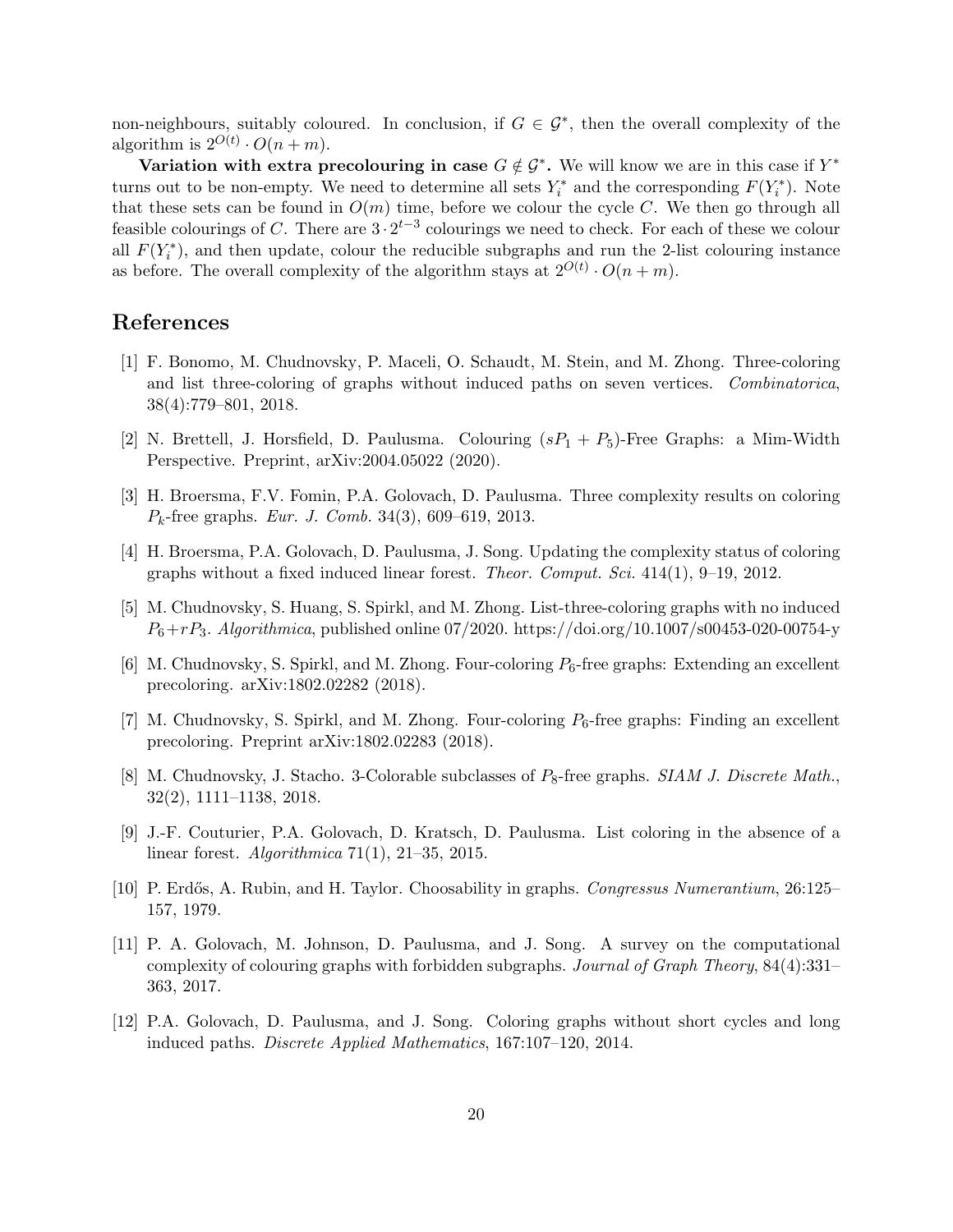non-neighbours, suitably coloured. In conclusion, if $G \in \mathcal{G}^*$, then the overall complexity of the algorithm is $2^{O(t)} \cdot O(n+m)$.

**Variation with extra precolouring in case $G \notin \mathcal{G}^*$.** We will know we are in this case if $Y^*$ turns out to be non-empty. We need to determine all sets $Y_i^*$ and the corresponding $F(Y_i^*)$. Note that these sets can be found in $O(m)$ time, before we colour the cycle $C$. We then go through all feasible colourings of $C$. There are $3 \cdot 2^{t-3}$ colourings we need to check. For each of these we colour all $F(Y_i^*)$, and then update, colour the reducible subgraphs and run the 2-list colouring instance as before. The overall complexity of the algorithm stays at $2^{O(t)} \cdot O(n+m)$.

# References

[1] F. Bonomo, M. Chudnovsky, P. Maceli, O. Schaudt, M. Stein, and M. Zhong. Three-coloring and list three-coloring of graphs without induced paths on seven vertices. *Combinatorica*, 38(4):779–801, 2018.

[2] N. Brettell, J. Horsfield, D. Paulusma. Colouring $(sP_1 + P_5)$-Free Graphs: a Mim-Width Perspective. Preprint, arXiv:2004.05022 (2020).

[3] H. Broersma, F.V. Fomin, P.A. Golovach, D. Paulusma. Three complexity results on coloring $P_k$-free graphs. *Eur. J. Comb.* 34(3), 609–619, 2013.

[4] H. Broersma, P.A. Golovach, D. Paulusma, J. Song. Updating the complexity status of coloring graphs without a fixed induced linear forest. *Theor. Comput. Sci.* 414(1), 9–19, 2012.

[5] M. Chudnovsky, S. Huang, S. Spirkl, and M. Zhong. List-three-coloring graphs with no induced $P_6+rP_3$. *Algorithmica*, published online 07/2020. https://doi.org/10.1007/s00453-020-00754-y

[6] M. Chudnovsky, S. Spirkl, and M. Zhong. Four-coloring $P_6$-free graphs: Extending an excellent precoloring. arXiv:1802.02282 (2018).

[7] M. Chudnovsky, S. Spirkl, and M. Zhong. Four-coloring $P_6$-free graphs: Finding an excellent precoloring. Preprint arXiv:1802.02283 (2018).

[8] M. Chudnovsky, J. Stacho. 3-Colorable subclasses of $P_8$-free graphs. *SIAM J. Discrete Math.*, 32(2), 1111–1138, 2018.

[9] J.-F. Couturier, P.A. Golovach, D. Kratsch, D. Paulusma. List coloring in the absence of a linear forest. *Algorithmica* 71(1), 21–35, 2015.

[10] P. Erdős, A. Rubin, and H. Taylor. Choosability in graphs. *Congressus Numerantium*, 26:125–157, 1979.

[11] P. A. Golovach, M. Johnson, D. Paulusma, and J. Song. A survey on the computational complexity of colouring graphs with forbidden subgraphs. *Journal of Graph Theory*, 84(4):331–363, 2017.

[12] P.A. Golovach, D. Paulusma, and J. Song. Coloring graphs without short cycles and long induced paths. *Discrete Applied Mathematics*, 167:107–120, 2014.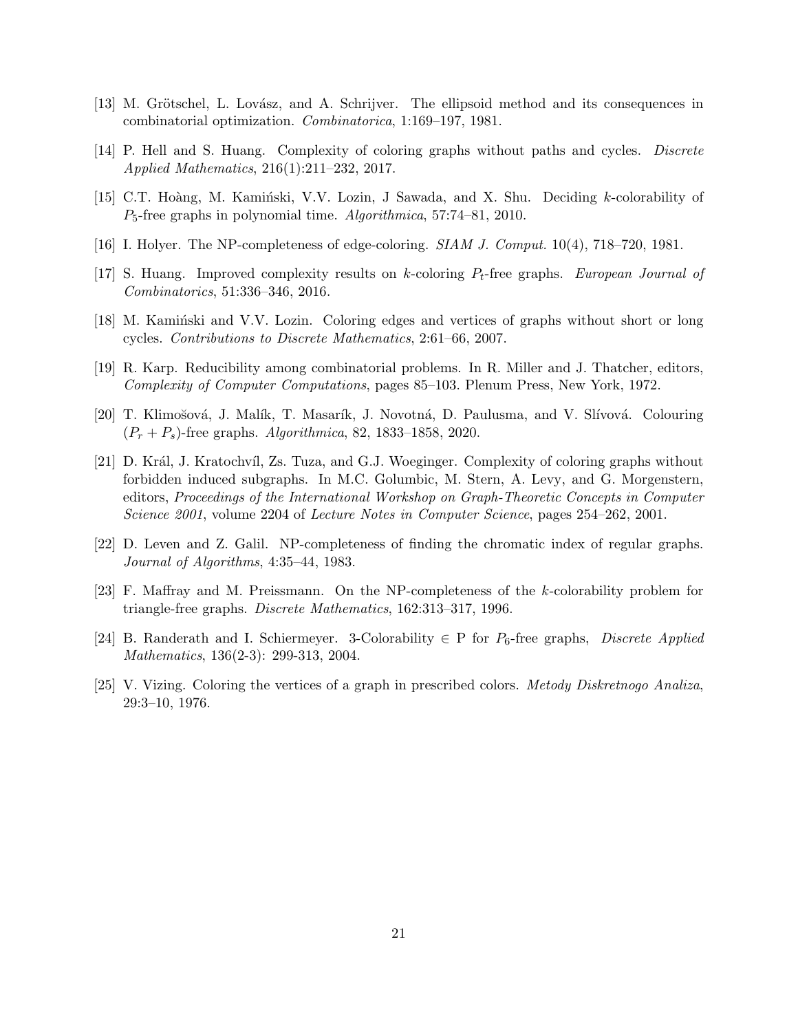[13] M. Grötschel, L. Lovász, and A. Schrijver. The ellipsoid method and its consequences in combinatorial optimization. *Combinatorica*, 1:169–197, 1981.

[14] P. Hell and S. Huang. Complexity of coloring graphs without paths and cycles. *Discrete Applied Mathematics*, 216(1):211–232, 2017.

[15] C.T. Hoàng, M. Kamiński, V.V. Lozin, J Sawada, and X. Shu. Deciding $k$-colorability of $P_5$-free graphs in polynomial time. *Algorithmica*, 57:74–81, 2010.

[16] I. Holyer. The NP-completeness of edge-coloring. *SIAM J. Comput.* 10(4), 718–720, 1981.

[17] S. Huang. Improved complexity results on $k$-coloring $P_t$-free graphs. *European Journal of Combinatorics*, 51:336–346, 2016.

[18] M. Kamiński and V.V. Lozin. Coloring edges and vertices of graphs without short or long cycles. *Contributions to Discrete Mathematics*, 2:61–66, 2007.

[19] R. Karp. Reducibility among combinatorial problems. In R. Miller and J. Thatcher, editors, *Complexity of Computer Computations*, pages 85–103. Plenum Press, New York, 1972.

[20] T. Klimošová, J. Malík, T. Masarík, J. Novotná, D. Paulusma, and V. Slívová. Colouring $(P_r + P_s)$-free graphs. *Algorithmica*, 82, 1833–1858, 2020.

[21] D. Král, J. Kratochvíl, Zs. Tuza, and G.J. Woeginger. Complexity of coloring graphs without forbidden induced subgraphs. In M.C. Golumbic, M. Stern, A. Levy, and G. Morgenstern, editors, *Proceedings of the International Workshop on Graph-Theoretic Concepts in Computer Science 2001*, volume 2204 of *Lecture Notes in Computer Science*, pages 254–262, 2001.

[22] D. Leven and Z. Galil. NP-completeness of finding the chromatic index of regular graphs. *Journal of Algorithms*, 4:35–44, 1983.

[23] F. Maffray and M. Preissmann. On the NP-completeness of the $k$-colorability problem for triangle-free graphs. *Discrete Mathematics*, 162:313–317, 1996.

[24] B. Randerath and I. Schiermeyer. 3-Colorability $\in$ P for $P_6$-free graphs, *Discrete Applied Mathematics*, 136(2-3): 299-313, 2004.

[25] V. Vizing. Coloring the vertices of a graph in prescribed colors. *Metody Diskretnogo Analiza*, 29:3–10, 1976.